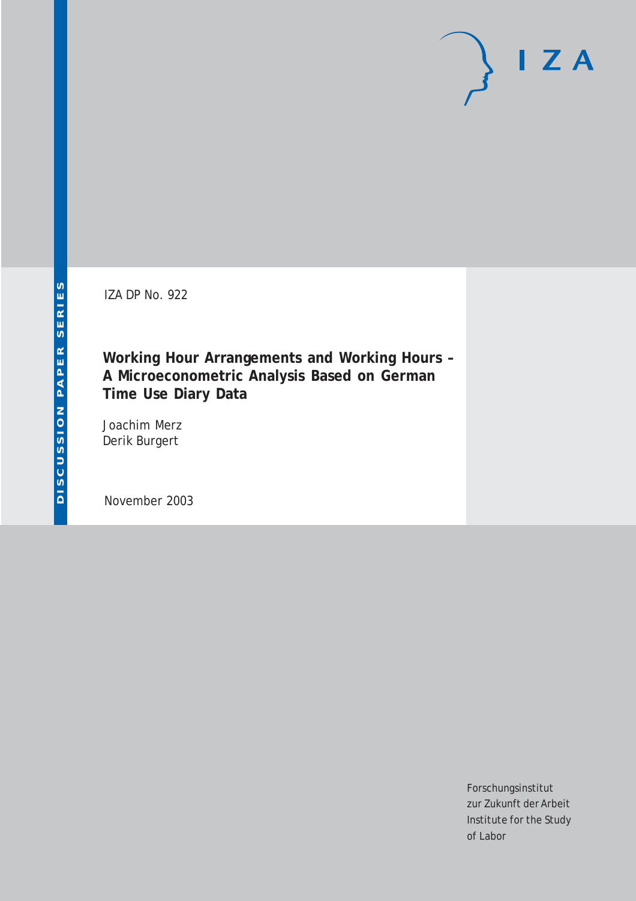IZA DP No. 922

# Working Hour Arrangements and Working Hours – A Microeconometric Analysis Based on German Time Use Diary Data

Joachim Merz
Derik Burgert

November 2003

Forschungsinstitut
zur Zukunft der Arbeit
Institute for the Study
of Labor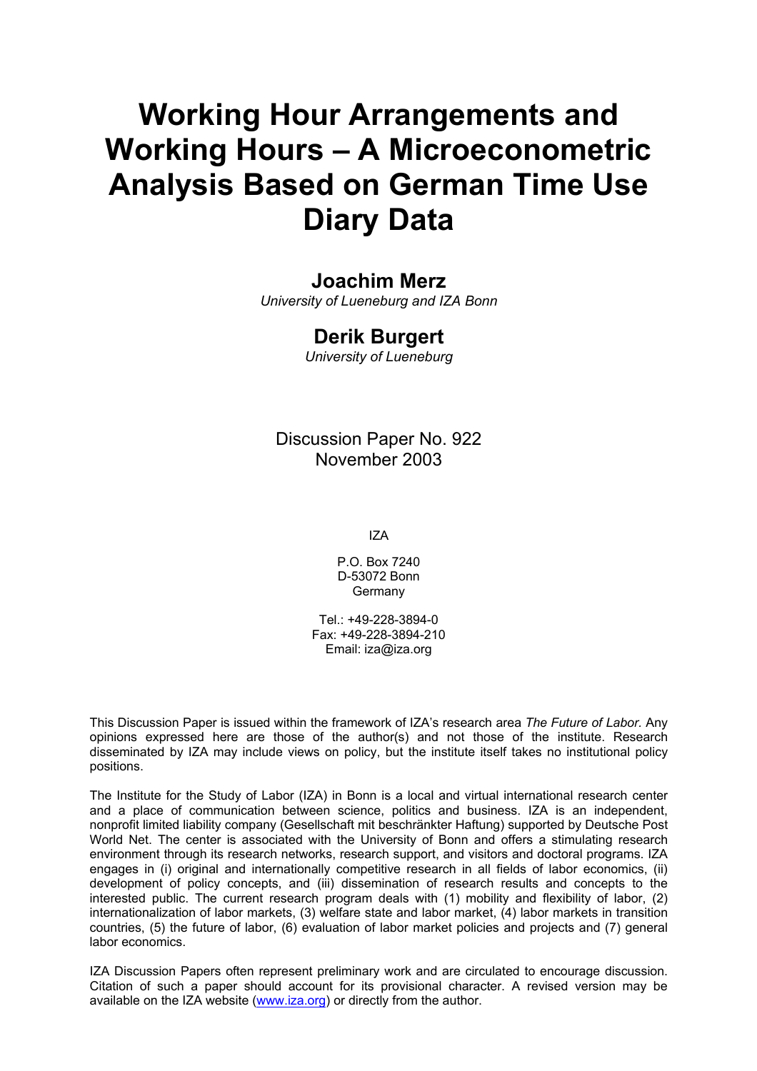# Working Hour Arrangements and Working Hours – A Microeconometric Analysis Based on German Time Use Diary Data

## Joachim Merz

*University of Lueneburg and IZA Bonn*

## Derik Burgert

*University of Lueneburg*

Discussion Paper No. 922
November 2003

IZA

P.O. Box 7240
D-53072 Bonn
Germany

Tel.: +49-228-3894-0
Fax: +49-228-3894-210
Email: iza@iza.org

This Discussion Paper is issued within the framework of IZA's research area *The Future of Labor.* Any opinions expressed here are those of the author(s) and not those of the institute. Research disseminated by IZA may include views on policy, but the institute itself takes no institutional policy positions.

The Institute for the Study of Labor (IZA) in Bonn is a local and virtual international research center and a place of communication between science, politics and business. IZA is an independent, nonprofit limited liability company (Gesellschaft mit beschränkter Haftung) supported by Deutsche Post World Net. The center is associated with the University of Bonn and offers a stimulating research environment through its research networks, research support, and visitors and doctoral programs. IZA engages in (i) original and internationally competitive research in all fields of labor economics, (ii) development of policy concepts, and (iii) dissemination of research results and concepts to the interested public. The current research program deals with (1) mobility and flexibility of labor, (2) internationalization of labor markets, (3) welfare state and labor market, (4) labor markets in transition countries, (5) the future of labor, (6) evaluation of labor market policies and projects and (7) general labor economics.

IZA Discussion Papers often represent preliminary work and are circulated to encourage discussion. Citation of such a paper should account for its provisional character. A revised version may be available on the IZA website (www.iza.org) or directly from the author.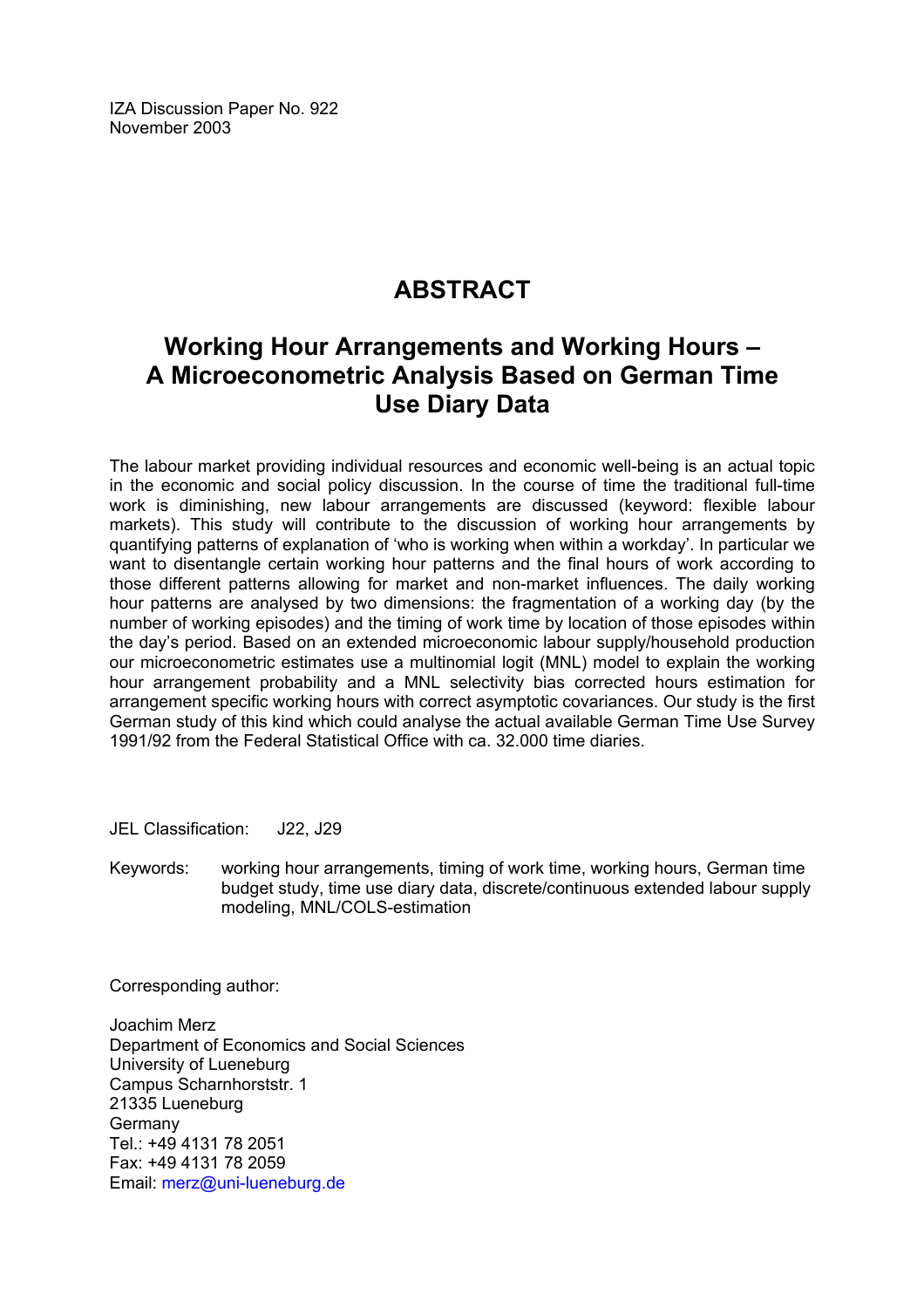IZA Discussion Paper No. 922
November 2003

# ABSTRACT

## Working Hour Arrangements and Working Hours – A Microeconometric Analysis Based on German Time Use Diary Data

The labour market providing individual resources and economic well-being is an actual topic in the economic and social policy discussion. In the course of time the traditional full-time work is diminishing, new labour arrangements are discussed (keyword: flexible labour markets). This study will contribute to the discussion of working hour arrangements by quantifying patterns of explanation of 'who is working when within a workday'. In particular we want to disentangle certain working hour patterns and the final hours of work according to those different patterns allowing for market and non-market influences. The daily working hour patterns are analysed by two dimensions: the fragmentation of a working day (by the number of working episodes) and the timing of work time by location of those episodes within the day's period. Based on an extended microeconomic labour supply/household production our microeconometric estimates use a multinomial logit (MNL) model to explain the working hour arrangement probability and a MNL selectivity bias corrected hours estimation for arrangement specific working hours with correct asymptotic covariances. Our study is the first German study of this kind which could analyse the actual available German Time Use Survey 1991/92 from the Federal Statistical Office with ca. 32.000 time diaries.

JEL Classification: J22, J29

Keywords: working hour arrangements, timing of work time, working hours, German time budget study, time use diary data, discrete/continuous extended labour supply modeling, MNL/COLS-estimation

Corresponding author:

Joachim Merz
Department of Economics and Social Sciences
University of Lueneburg
Campus Scharnhorststr. 1
21335 Lueneburg
Germany
Tel.: +49 4131 78 2051
Fax: +49 4131 78 2059
Email: merz@uni-lueneburg.de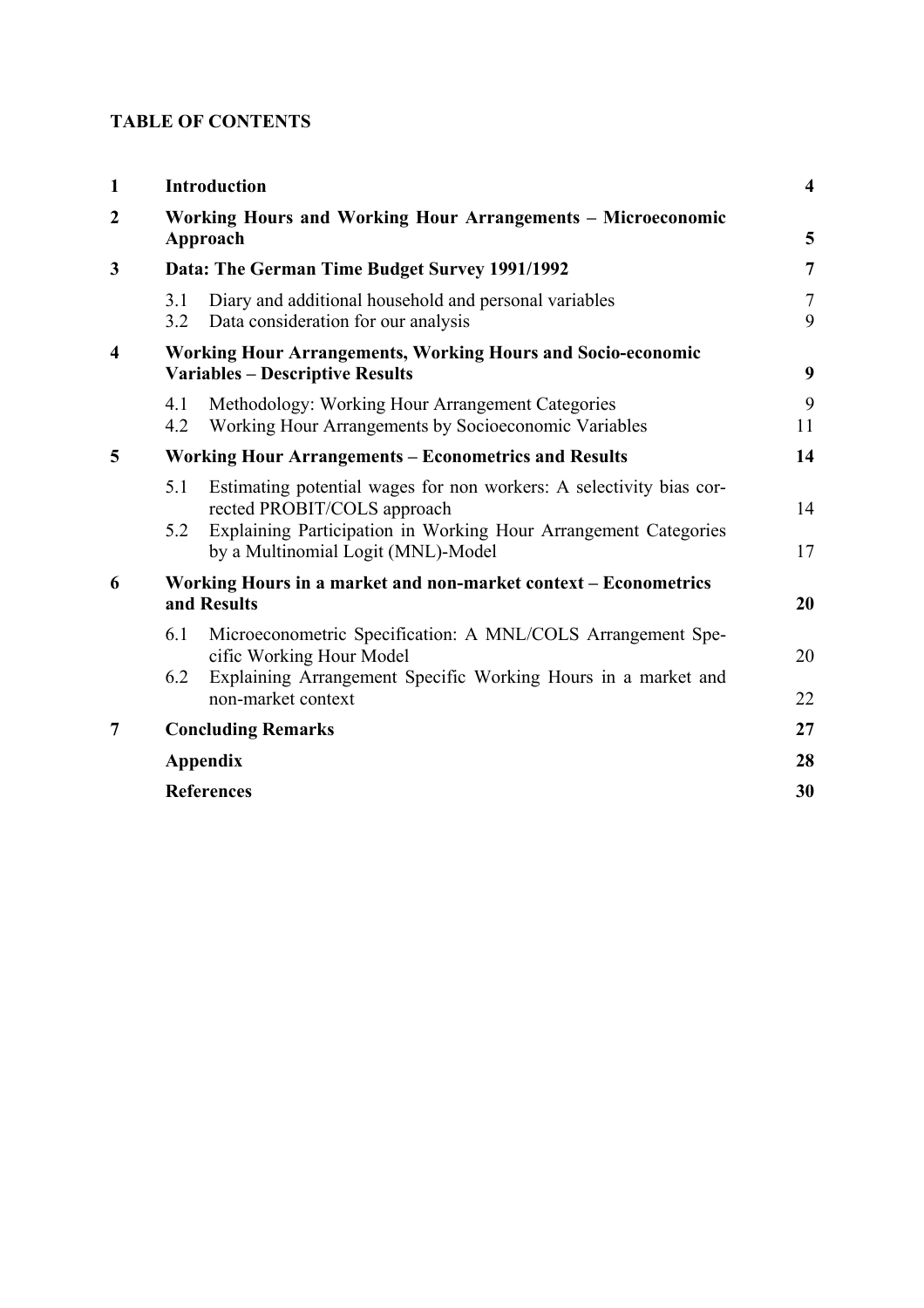**TABLE OF CONTENTS**

| | | |
|---|---|---|
| **1** | **Introduction** | **4** |
| **2** | **Working Hours and Working Hour Arrangements – Microeconomic Approach** | **5** |
| **3** | **Data: The German Time Budget Survey 1991/1992** | **7** |
| | 3.1 Diary and additional household and personal variables | 7 |
| | 3.2 Data consideration for our analysis | 9 |
| **4** | **Working Hour Arrangements, Working Hours and Socio-economic Variables – Descriptive Results** | **9** |
| | 4.1 Methodology: Working Hour Arrangement Categories | 9 |
| | 4.2 Working Hour Arrangements by Socioeconomic Variables | 11 |
| **5** | **Working Hour Arrangements – Econometrics and Results** | **14** |
| | 5.1 Estimating potential wages for non workers: A selectivity bias corrected PROBIT/COLS approach | 14 |
| | 5.2 Explaining Participation in Working Hour Arrangement Categories by a Multinomial Logit (MNL)-Model | 17 |
| **6** | **Working Hours in a market and non-market context – Econometrics and Results** | **20** |
| | 6.1 Microeconometric Specification: A MNL/COLS Arrangement Specific Working Hour Model | 20 |
| | 6.2 Explaining Arrangement Specific Working Hours in a market and non-market context | 22 |
| **7** | **Concluding Remarks** | **27** |
| | **Appendix** | **28** |
| | **References** | **30** |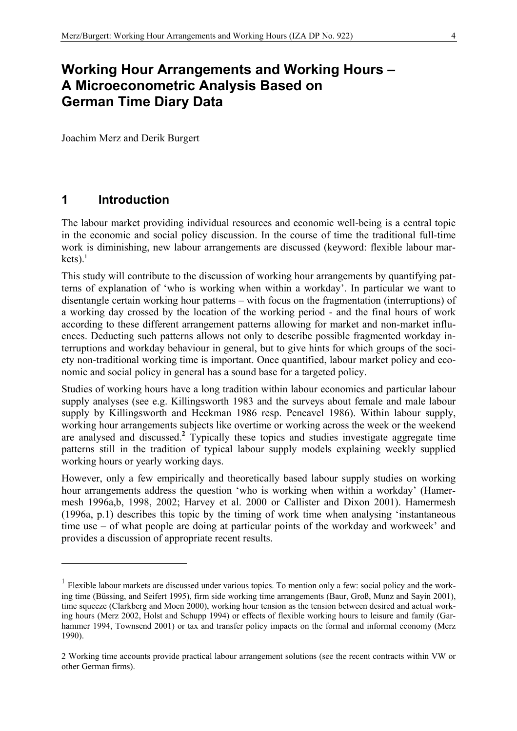# Working Hour Arrangements and Working Hours – A Microeconometric Analysis Based on German Time Diary Data

Joachim Merz and Derik Burgert

## 1 Introduction

The labour market providing individual resources and economic well-being is a central topic in the economic and social policy discussion. In the course of time the traditional full-time work is diminishing, new labour arrangements are discussed (keyword: flexible labour markets).[1]

This study will contribute to the discussion of working hour arrangements by quantifying patterns of explanation of 'who is working when within a workday'. In particular we want to disentangle certain working hour patterns – with focus on the fragmentation (interruptions) of a working day crossed by the location of the working period - and the final hours of work according to these different arrangement patterns allowing for market and non-market influences. Deducting such patterns allows not only to describe possible fragmented workday interruptions and workday behaviour in general, but to give hints for which groups of the society non-traditional working time is important. Once quantified, labour market policy and economic and social policy in general has a sound base for a targeted policy.

Studies of working hours have a long tradition within labour economics and particular labour supply analyses (see e.g. Killingsworth 1983 and the surveys about female and male labour supply by Killingsworth and Heckman 1986 resp. Pencavel 1986). Within labour supply, working hour arrangements subjects like overtime or working across the week or the weekend are analysed and discussed.[2] Typically these topics and studies investigate aggregate time patterns still in the tradition of typical labour supply models explaining weekly supplied working hours or yearly working days.

However, only a few empirically and theoretically based labour supply studies on working hour arrangements address the question 'who is working when within a workday' (Hamermesh 1996a,b, 1998, 2002; Harvey et al. 2000 or Callister and Dixon 2001). Hamermesh (1996a, p.1) describes this topic by the timing of work time when analysing 'instantaneous time use – of what people are doing at particular points of the workday and workweek' and provides a discussion of appropriate recent results.

---

[1] Flexible labour markets are discussed under various topics. To mention only a few: social policy and the working time (Büssing, and Seifert 1995), firm side working time arrangements (Baur, Groß, Munz and Sayin 2001), time squeeze (Clarkberg and Moen 2000), working hour tension as the tension between desired and actual working hours (Merz 2002, Holst and Schupp 1994) or effects of flexible working hours to leisure and family (Garhammer 1994, Townsend 2001) or tax and transfer policy impacts on the formal and informal economy (Merz 1990).

[2] Working time accounts provide practical labour arrangement solutions (see the recent contracts within VW or other German firms).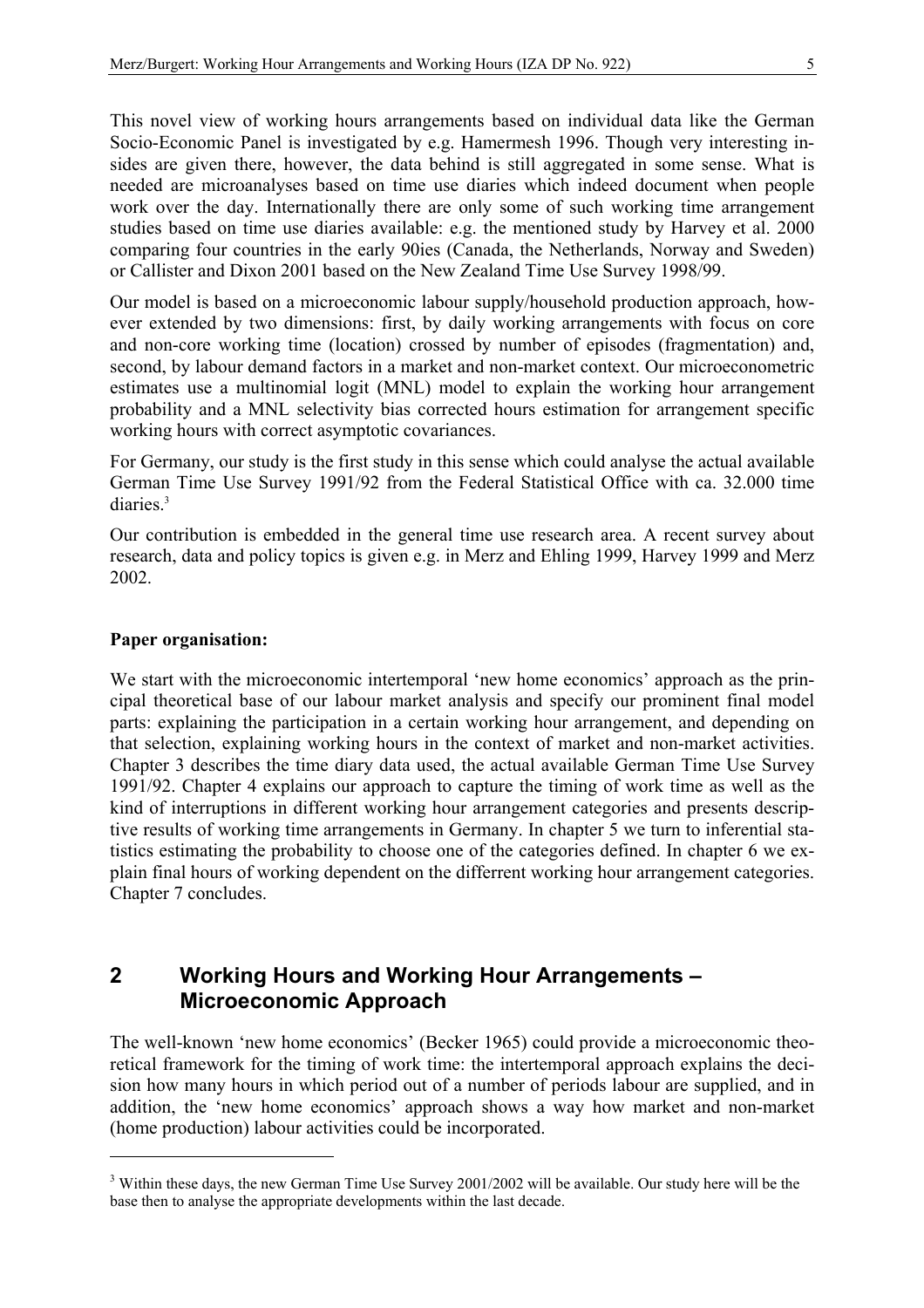This novel view of working hours arrangements based on individual data like the German Socio-Economic Panel is investigated by e.g. Hamermesh 1996. Though very interesting insides are given there, however, the data behind is still aggregated in some sense. What is needed are microanalyses based on time use diaries which indeed document when people work over the day. Internationally there are only some of such working time arrangement studies based on time use diaries available: e.g. the mentioned study by Harvey et al. 2000 comparing four countries in the early 90ies (Canada, the Netherlands, Norway and Sweden) or Callister and Dixon 2001 based on the New Zealand Time Use Survey 1998/99.

Our model is based on a microeconomic labour supply/household production approach, however extended by two dimensions: first, by daily working arrangements with focus on core and non-core working time (location) crossed by number of episodes (fragmentation) and, second, by labour demand factors in a market and non-market context. Our microeconometric estimates use a multinomial logit (MNL) model to explain the working hour arrangement probability and a MNL selectivity bias corrected hours estimation for arrangement specific working hours with correct asymptotic covariances.

For Germany, our study is the first study in this sense which could analyse the actual available German Time Use Survey 1991/92 from the Federal Statistical Office with ca. 32.000 time diaries.[3]

Our contribution is embedded in the general time use research area. A recent survey about research, data and policy topics is given e.g. in Merz and Ehling 1999, Harvey 1999 and Merz 2002.

**Paper organisation:**

We start with the microeconomic intertemporal 'new home economics' approach as the principal theoretical base of our labour market analysis and specify our prominent final model parts: explaining the participation in a certain working hour arrangement, and depending on that selection, explaining working hours in the context of market and non-market activities. Chapter 3 describes the time diary data used, the actual available German Time Use Survey 1991/92. Chapter 4 explains our approach to capture the timing of work time as well as the kind of interruptions in different working hour arrangement categories and presents descriptive results of working time arrangements in Germany. In chapter 5 we turn to inferential statistics estimating the probability to choose one of the categories defined. In chapter 6 we explain final hours of working dependent on the differrent working hour arrangement categories. Chapter 7 concludes.

## 2 Working Hours and Working Hour Arrangements – Microeconomic Approach

The well-known 'new home economics' (Becker 1965) could provide a microeconomic theoretical framework for the timing of work time: the intertemporal approach explains the decision how many hours in which period out of a number of periods labour are supplied, and in addition, the 'new home economics' approach shows a way how market and non-market (home production) labour activities could be incorporated.

[3] Within these days, the new German Time Use Survey 2001/2002 will be available. Our study here will be the base then to analyse the appropriate developments within the last decade.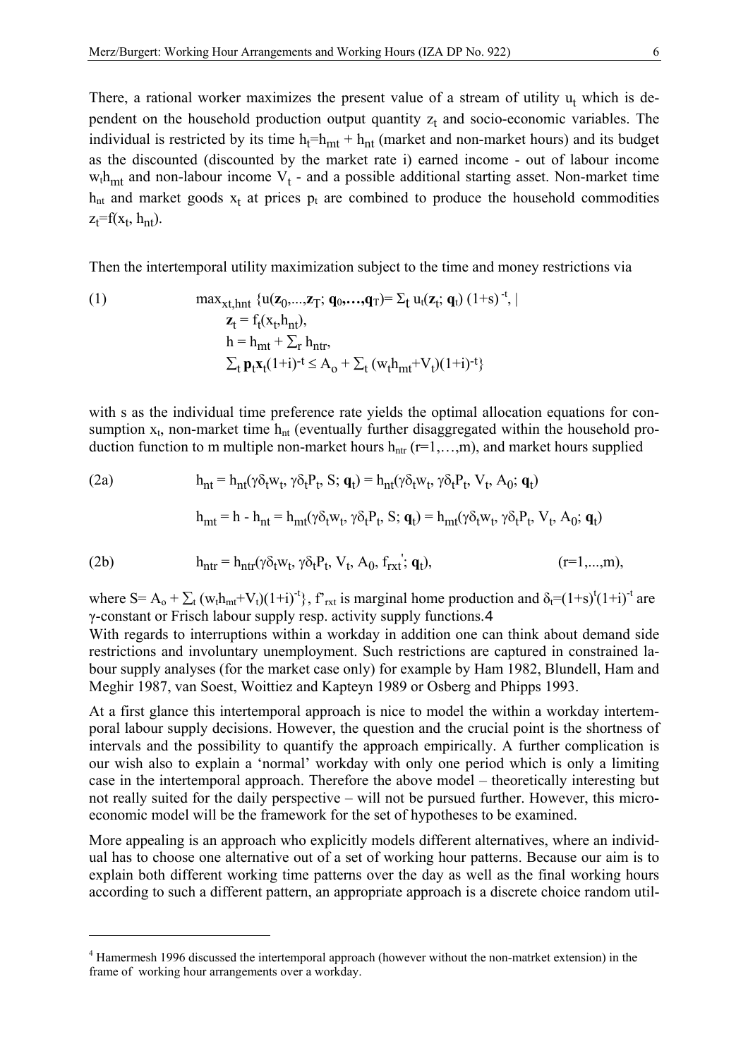There, a rational worker maximizes the present value of a stream of utility $u_t$ which is dependent on the household production output quantity $z_t$ and socio-economic variables. The individual is restricted by its time $h_t = h_{mt} + h_{nt}$ (market and non-market hours) and its budget as the discounted (discounted by the market rate i) earned income - out of labour income $w_t h_{mt}$ and non-labour income $V_t$ - and a possible additional starting asset. Non-market time $h_{nt}$ and market goods $x_t$ at prices $p_t$ are combined to produce the household commodities $z_t = f(x_t, h_{nt})$.

Then the intertemporal utility maximization subject to the time and money restrictions via

$$
(1) \qquad \max_{x_t, h_{nt}} \{ u(\mathbf{z}_0, \ldots, \mathbf{z}_T; \mathbf{q}_0, \ldots, \mathbf{q}_T) = \Sigma_t \, u_t(\mathbf{z}_t; \mathbf{q}_t) \, (1+s)^{-t}, \, | \\
\mathbf{z}_t = f_t(x_t, h_{nt}), \\
h = h_{mt} + \textstyle\sum_r h_{ntr}, \\
\textstyle\sum_t \mathbf{p}_t \mathbf{x}_t (1+i)^{-t} \leq A_o + \textstyle\sum_t (w_t h_{mt} + V_t)(1+i)^{-t} \}
$$

with s as the individual time preference rate yields the optimal allocation equations for consumption $x_t$, non-market time $h_{nt}$ (eventually further disaggregated within the household production function to m multiple non-market hours $h_{ntr}$ (r=1,…,m), and market hours supplied

$$
(2a) \qquad h_{nt} = h_{nt}(\gamma\delta_t w_t, \gamma\delta_t P_t, S; \mathbf{q}_t) = h_{nt}(\gamma\delta_t w_t, \gamma\delta_t P_t, V_t, A_0; \mathbf{q}_t)
$$

$$
h_{mt} = h - h_{nt} = h_{mt}(\gamma\delta_t w_t, \gamma\delta_t P_t, S; \mathbf{q}_t) = h_{mt}(\gamma\delta_t w_t, \gamma\delta_t P_t, V_t, A_0; \mathbf{q}_t)
$$

$$
(2b) \qquad h_{ntr} = h_{ntr}(\gamma\delta_t w_t, \gamma\delta_t P_t, V_t, A_0, f_{rxt}'; \mathbf{q}_t), \qquad (r=1,...,m),
$$

where $S = A_o + \sum_t (w_t h_{mt} + V_t)(1+i)^{-t}\}$, $f'_{rxt}$ is marginal home production and $\delta_t = (1+s)^t(1+i)^{-t}$ are γ-constant or Frisch labour supply resp. activity supply functions.[4]

With regards to interruptions within a workday in addition one can think about demand side restrictions and involuntary unemployment. Such restrictions are captured in constrained labour supply analyses (for the market case only) for example by Ham 1982, Blundell, Ham and Meghir 1987, van Soest, Woittiez and Kapteyn 1989 or Osberg and Phipps 1993.

At a first glance this intertemporal approach is nice to model the within a workday intertemporal labour supply decisions. However, the question and the crucial point is the shortness of intervals and the possibility to quantify the approach empirically. A further complication is our wish also to explain a 'normal' workday with only one period which is only a limiting case in the intertemporal approach. Therefore the above model – theoretically interesting but not really suited for the daily perspective – will not be pursued further. However, this microeconomic model will be the framework for the set of hypotheses to be examined.

More appealing is an approach who explicitly models different alternatives, where an individual has to choose one alternative out of a set of working hour patterns. Because our aim is to explain both different working time patterns over the day as well as the final working hours according to such a different pattern, an appropriate approach is a discrete choice random util-

[4] Hamermesh 1996 discussed the intertemporal approach (however without the non-matrket extension) in the frame of working hour arrangements over a workday.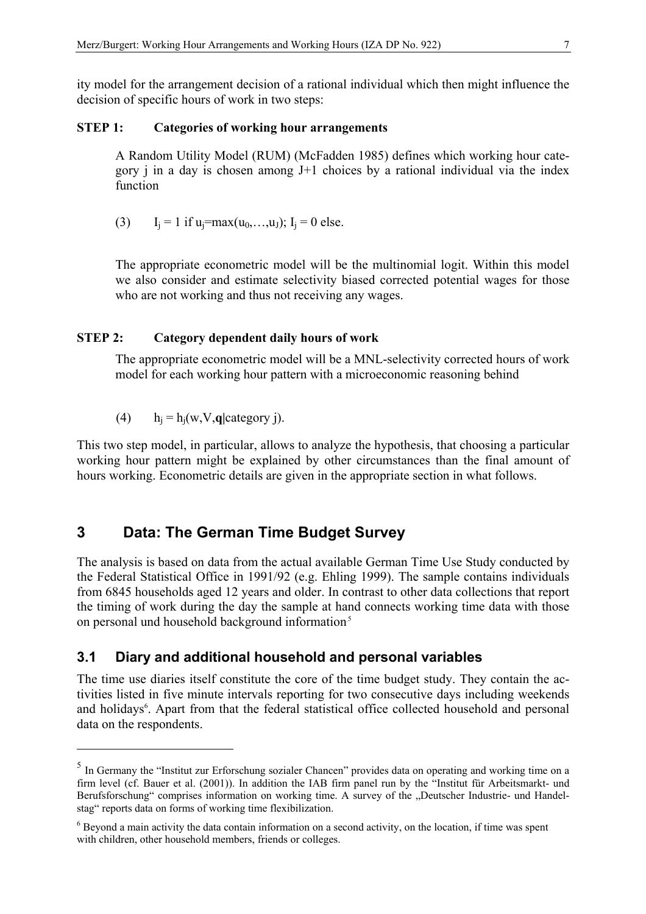ity model for the arrangement decision of a rational individual which then might influence the decision of specific hours of work in two steps:

**STEP 1: Categories of working hour arrangements**

A Random Utility Model (RUM) (McFadden 1985) defines which working hour category j in a day is chosen among J+1 choices by a rational individual via the index function

(3) $I_j = 1$ if $u_j = \max(u_0, \ldots, u_J)$; $I_j = 0$ else.

The appropriate econometric model will be the multinomial logit. Within this model we also consider and estimate selectivity biased corrected potential wages for those who are not working and thus not receiving any wages.

**STEP 2: Category dependent daily hours of work**

The appropriate econometric model will be a MNL-selectivity corrected hours of work model for each working hour pattern with a microeconomic reasoning behind

(4) $h_j = h_j(w, V, \mathbf{q} | \text{category } j)$.

This two step model, in particular, allows to analyze the hypothesis, that choosing a particular working hour pattern might be explained by other circumstances than the final amount of hours working. Econometric details are given in the appropriate section in what follows.

# 3 Data: The German Time Budget Survey

The analysis is based on data from the actual available German Time Use Study conducted by the Federal Statistical Office in 1991/92 (e.g. Ehling 1999). The sample contains individuals from 6845 households aged 12 years and older. In contrast to other data collections that report the timing of work during the day the sample at hand connects working time data with those on personal und household background information[5]

## 3.1 Diary and additional household and personal variables

The time use diaries itself constitute the core of the time budget study. They contain the activities listed in five minute intervals reporting for two consecutive days including weekends and holidays[6]. Apart from that the federal statistical office collected household and personal data on the respondents.

---

[5] In Germany the "Institut zur Erforschung sozialer Chancen" provides data on operating and working time on a firm level (cf. Bauer et al. (2001)). In addition the IAB firm panel run by the "Institut für Arbeitsmarkt- und Berufsforschung" comprises information on working time. A survey of the „Deutscher Industrie- und Handelstag" reports data on forms of working time flexibilization.

[6] Beyond a main activity the data contain information on a second activity, on the location, if time was spent with children, other household members, friends or colleges.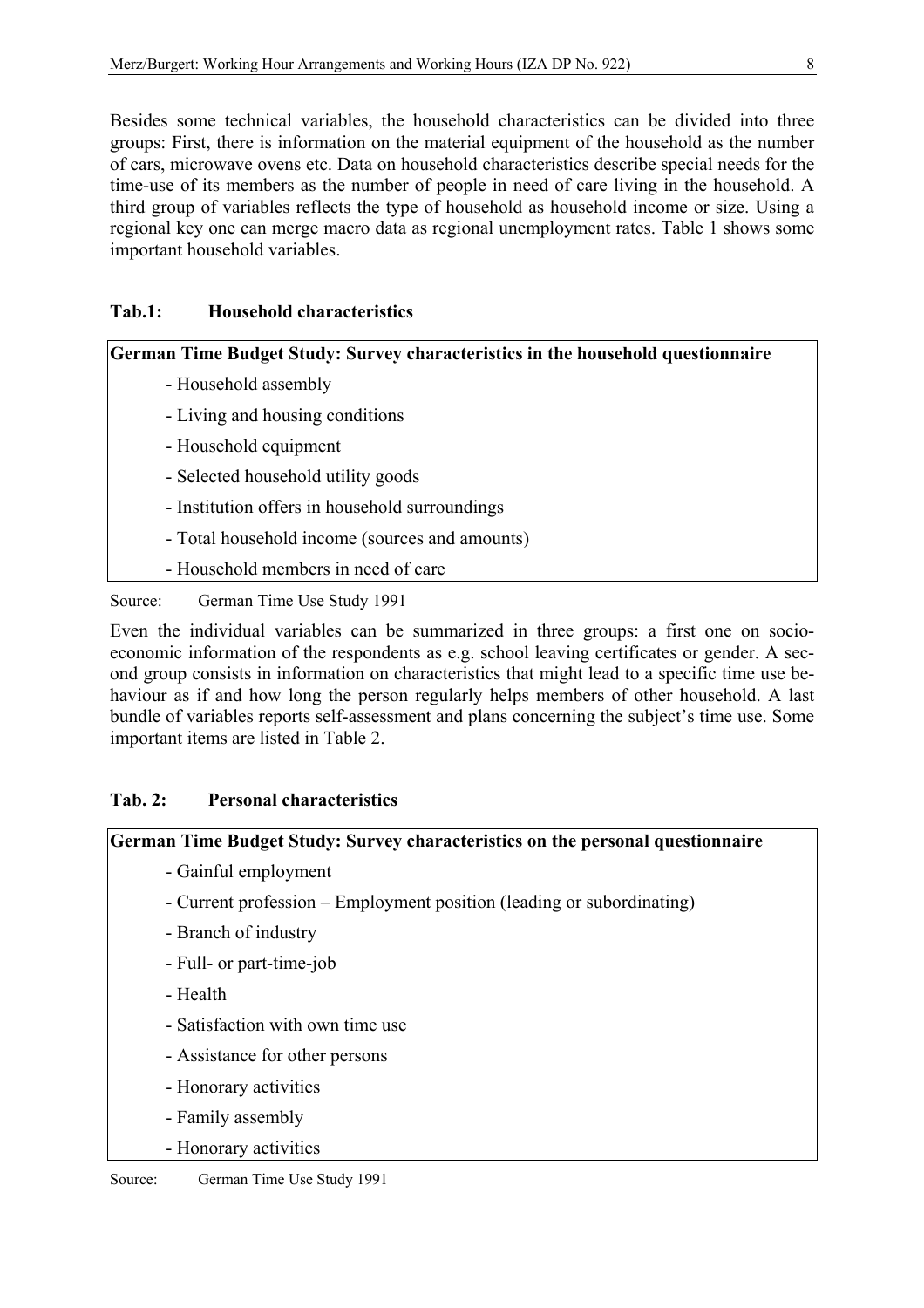Besides some technical variables, the household characteristics can be divided into three groups: First, there is information on the material equipment of the household as the number of cars, microwave ovens etc. Data on household characteristics describe special needs for the time-use of its members as the number of people in need of care living in the household. A third group of variables reflects the type of household as household income or size. Using a regional key one can merge macro data as regional unemployment rates. Table 1 shows some important household variables.

**Tab.1: Household characteristics**

| **German Time Budget Study: Survey characteristics in the household questionnaire** |
|---|
| - Household assembly |
| - Living and housing conditions |
| - Household equipment |
| - Selected household utility goods |
| - Institution offers in household surroundings |
| - Total household income (sources and amounts) |
| - Household members in need of care |

Source: German Time Use Study 1991

Even the individual variables can be summarized in three groups: a first one on socio-economic information of the respondents as e.g. school leaving certificates or gender. A second group consists in information on characteristics that might lead to a specific time use behaviour as if and how long the person regularly helps members of other household. A last bundle of variables reports self-assessment and plans concerning the subject's time use. Some important items are listed in Table 2.

**Tab. 2: Personal characteristics**

| **German Time Budget Study: Survey characteristics on the personal questionnaire** |
|---|
| - Gainful employment |
| - Current profession – Employment position (leading or subordinating) |
| - Branch of industry |
| - Full- or part-time-job |
| - Health |
| - Satisfaction with own time use |
| - Assistance for other persons |
| - Honorary activities |
| - Family assembly |
| - Honorary activities |

Source: German Time Use Study 1991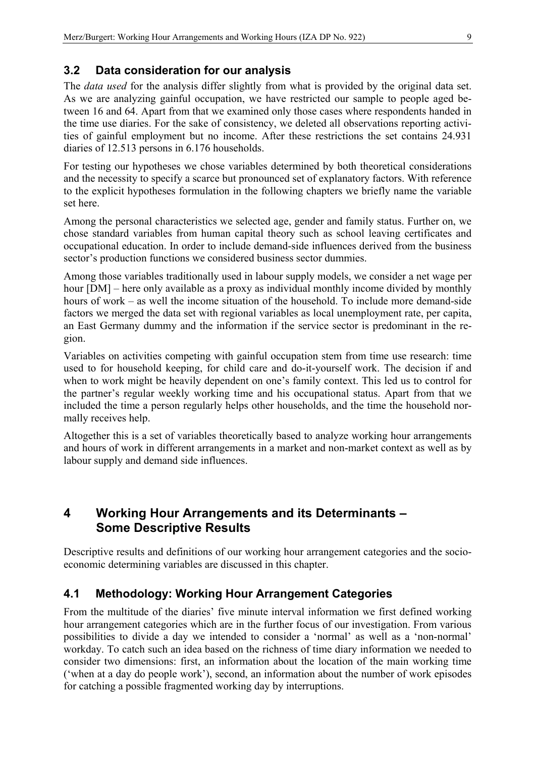## 3.2 Data consideration for our analysis

The *data used* for the analysis differ slightly from what is provided by the original data set. As we are analyzing gainful occupation, we have restricted our sample to people aged between 16 and 64. Apart from that we examined only those cases where respondents handed in the time use diaries. For the sake of consistency, we deleted all observations reporting activities of gainful employment but no income. After these restrictions the set contains 24.931 diaries of 12.513 persons in 6.176 households.

For testing our hypotheses we chose variables determined by both theoretical considerations and the necessity to specify a scarce but pronounced set of explanatory factors. With reference to the explicit hypotheses formulation in the following chapters we briefly name the variable set here.

Among the personal characteristics we selected age, gender and family status. Further on, we chose standard variables from human capital theory such as school leaving certificates and occupational education. In order to include demand-side influences derived from the business sector's production functions we considered business sector dummies.

Among those variables traditionally used in labour supply models, we consider a net wage per hour [DM] – here only available as a proxy as individual monthly income divided by monthly hours of work – as well the income situation of the household. To include more demand-side factors we merged the data set with regional variables as local unemployment rate, per capita, an East Germany dummy and the information if the service sector is predominant in the region.

Variables on activities competing with gainful occupation stem from time use research: time used to for household keeping, for child care and do-it-yourself work. The decision if and when to work might be heavily dependent on one's family context. This led us to control for the partner's regular weekly working time and his occupational status. Apart from that we included the time a person regularly helps other households, and the time the household normally receives help.

Altogether this is a set of variables theoretically based to analyze working hour arrangements and hours of work in different arrangements in a market and non-market context as well as by labour supply and demand side influences.

# 4 Working Hour Arrangements and its Determinants – Some Descriptive Results

Descriptive results and definitions of our working hour arrangement categories and the socio-economic determining variables are discussed in this chapter.

## 4.1 Methodology: Working Hour Arrangement Categories

From the multitude of the diaries' five minute interval information we first defined working hour arrangement categories which are in the further focus of our investigation. From various possibilities to divide a day we intended to consider a 'normal' as well as a 'non-normal' workday. To catch such an idea based on the richness of time diary information we needed to consider two dimensions: first, an information about the location of the main working time ('when at a day do people work'), second, an information about the number of work episodes for catching a possible fragmented working day by interruptions.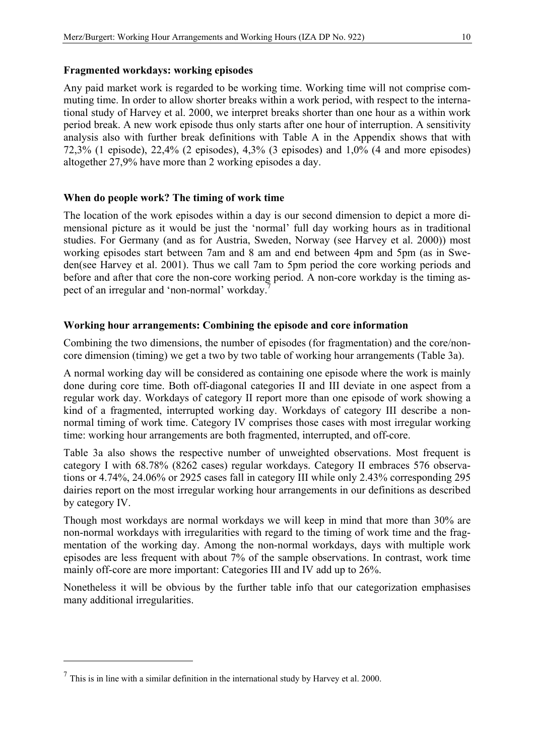#### Fragmented workdays: working episodes

Any paid market work is regarded to be working time. Working time will not comprise commuting time. In order to allow shorter breaks within a work period, with respect to the international study of Harvey et al. 2000, we interpret breaks shorter than one hour as a within work period break. A new work episode thus only starts after one hour of interruption. A sensitivity analysis also with further break definitions with Table A in the Appendix shows that with 72,3% (1 episode), 22,4% (2 episodes), 4,3% (3 episodes) and 1,0% (4 and more episodes) altogether 27,9% have more than 2 working episodes a day.

#### When do people work? The timing of work time

The location of the work episodes within a day is our second dimension to depict a more dimensional picture as it would be just the 'normal' full day working hours as in traditional studies. For Germany (and as for Austria, Sweden, Norway (see Harvey et al. 2000)) most working episodes start between 7am and 8 am and end between 4pm and 5pm (as in Sweden(see Harvey et al. 2001). Thus we call 7am to 5pm period the core working periods and before and after that core the non-core working period. A non-core workday is the timing aspect of an irregular and 'non-normal' workday.[7]

#### Working hour arrangements: Combining the episode and core information

Combining the two dimensions, the number of episodes (for fragmentation) and the core/non-core dimension (timing) we get a two by two table of working hour arrangements (Table 3a).

A normal working day will be considered as containing one episode where the work is mainly done during core time. Both off-diagonal categories II and III deviate in one aspect from a regular work day. Workdays of category II report more than one episode of work showing a kind of a fragmented, interrupted working day. Workdays of category III describe a non-normal timing of work time. Category IV comprises those cases with most irregular working time: working hour arrangements are both fragmented, interrupted, and off-core.

Table 3a also shows the respective number of unweighted observations. Most frequent is category I with 68.78% (8262 cases) regular workdays. Category II embraces 576 observations or 4.74%, 24.06% or 2925 cases fall in category III while only 2.43% corresponding 295 dairies report on the most irregular working hour arrangements in our definitions as described by category IV.

Though most workdays are normal workdays we will keep in mind that more than 30% are non-normal workdays with irregularities with regard to the timing of work time and the fragmentation of the working day. Among the non-normal workdays, days with multiple work episodes are less frequent with about 7% of the sample observations. In contrast, work time mainly off-core are more important: Categories III and IV add up to 26%.

Nonetheless it will be obvious by the further table info that our categorization emphasises many additional irregularities.

[7] This is in line with a similar definition in the international study by Harvey et al. 2000.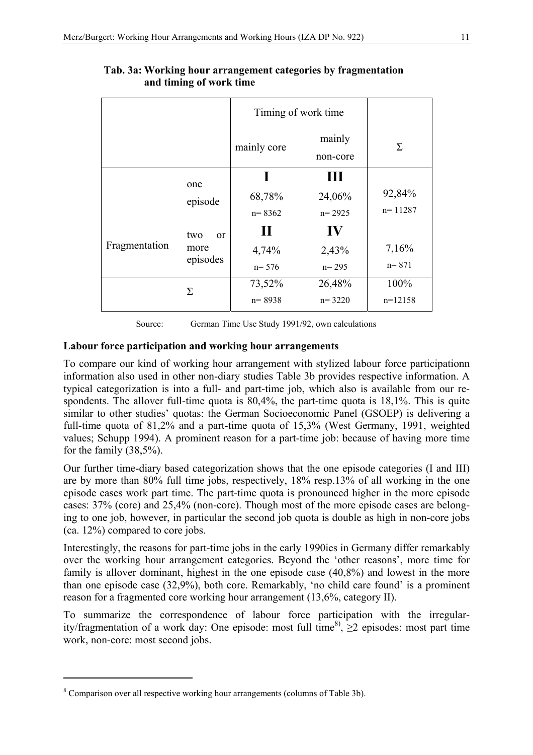**Tab. 3a: Working hour arrangement categories by fragmentation and timing of work time**

| | | Timing of work time | | Σ |
|---|---|---|---|---|
| | | mainly core | mainly non-core | |
| Fragmentation | one episode | **I**<br>68,78%<br>n= 8362 | **III**<br>24,06%<br>n= 2925 | 92,84%<br>n= 11287 |
| | two or more episodes | **II**<br>4,74%<br>n= 576 | **IV**<br>2,43%<br>n= 295 | 7,16%<br>n= 871 |
| | Σ | 73,52%<br>n= 8938 | 26,48%<br>n= 3220 | 100%<br>n=12158 |

Source: German Time Use Study 1991/92, own calculations

**Labour force participation and working hour arrangements**

To compare our kind of working hour arrangement with stylized labour force participationn information also used in other non-diary studies Table 3b provides respective information. A typical categorization is into a full- and part-time job, which also is available from our respondents. The allover full-time quota is 80,4%, the part-time quota is 18,1%. This is quite similar to other studies' quotas: the German Socioeconomic Panel (GSOEP) is delivering a full-time quota of 81,2% and a part-time quota of 15,3% (West Germany, 1991, weighted values; Schupp 1994). A prominent reason for a part-time job: because of having more time for the family (38,5%).

Our further time-diary based categorization shows that the one episode categories (I and III) are by more than 80% full time jobs, respectively, 18% resp.13% of all working in the one episode cases work part time. The part-time quota is pronounced higher in the more episode cases: 37% (core) and 25,4% (non-core). Though most of the more episode cases are belonging to one job, however, in particular the second job quota is double as high in non-core jobs (ca. 12%) compared to core jobs.

Interestingly, the reasons for part-time jobs in the early 1990ies in Germany differ remarkably over the working hour arrangement categories. Beyond the 'other reasons', more time for family is allover dominant, highest in the one episode case (40,8%) and lowest in the more than one episode case (32,9%), both core. Remarkably, 'no child care found' is a prominent reason for a fragmented core working hour arrangement (13,6%, category II).

To summarize the correspondence of labour force participation with the irregularity/fragmentation of a work day: One episode: most full time[8], ≥2 episodes: most part time work, non-core: most second jobs.

[8] Comparison over all respective working hour arrangements (columns of Table 3b).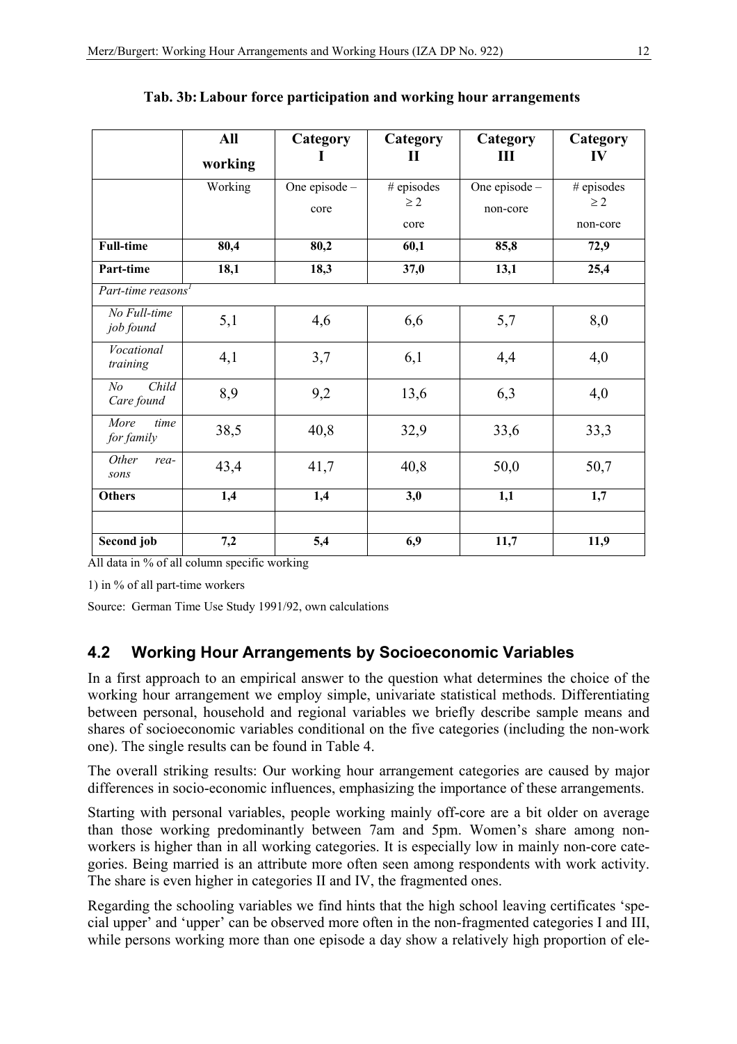**Tab. 3b: Labour force participation and working hour arrangements**

| | All working | Category I | Category II | Category III | Category IV |
|---|---|---|---|---|---|
| | Working | One episode – core | # episodes ≥ 2 core | One episode – non-core | # episodes ≥ 2 non-core |
| **Full-time** | **80,4** | **80,2** | **60,1** | **85,8** | **72,9** |
| **Part-time** | **18,1** | **18,3** | **37,0** | **13,1** | **25,4** |
| *Part-time reasons*[1] | | | | | |
| *No Full-time job found* | 5,1 | 4,6 | 6,6 | 5,7 | 8,0 |
| *Vocational training* | 4,1 | 3,7 | 6,1 | 4,4 | 4,0 |
| *No Child Care found* | 8,9 | 9,2 | 13,6 | 6,3 | 4,0 |
| *More time for family* | 38,5 | 40,8 | 32,9 | 33,6 | 33,3 |
| *Other reasons* | 43,4 | 41,7 | 40,8 | 50,0 | 50,7 |
| **Others** | **1,4** | **1,4** | **3,0** | **1,1** | **1,7** |
| | | | | | |
| **Second job** | **7,2** | **5,4** | **6,9** | **11,7** | **11,9** |

All data in % of all column specific working

1) in % of all part-time workers

Source: German Time Use Study 1991/92, own calculations

## 4.2 Working Hour Arrangements by Socioeconomic Variables

In a first approach to an empirical answer to the question what determines the choice of the working hour arrangement we employ simple, univariate statistical methods. Differentiating between personal, household and regional variables we briefly describe sample means and shares of socioeconomic variables conditional on the five categories (including the non-work one). The single results can be found in Table 4.

The overall striking results: Our working hour arrangement categories are caused by major differences in socio-economic influences, emphasizing the importance of these arrangements.

Starting with personal variables, people working mainly off-core are a bit older on average than those working predominantly between 7am and 5pm. Women's share among non-workers is higher than in all working categories. It is especially low in mainly non-core categories. Being married is an attribute more often seen among respondents with work activity. The share is even higher in categories II and IV, the fragmented ones.

Regarding the schooling variables we find hints that the high school leaving certificates 'special upper' and 'upper' can be observed more often in the non-fragmented categories I and III, while persons working more than one episode a day show a relatively high proportion of ele-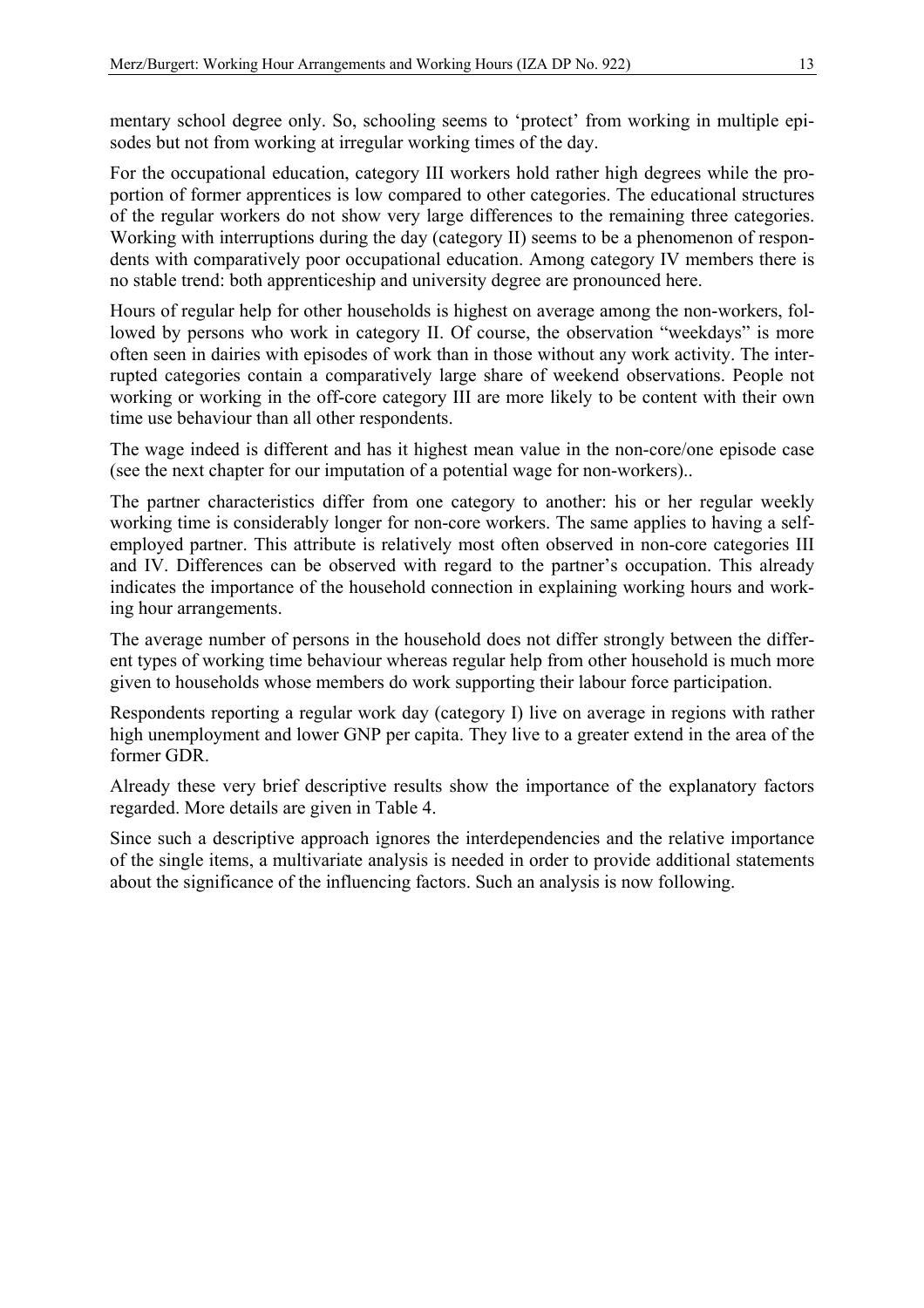mentary school degree only. So, schooling seems to 'protect' from working in multiple episodes but not from working at irregular working times of the day.

For the occupational education, category III workers hold rather high degrees while the proportion of former apprentices is low compared to other categories. The educational structures of the regular workers do not show very large differences to the remaining three categories. Working with interruptions during the day (category II) seems to be a phenomenon of respondents with comparatively poor occupational education. Among category IV members there is no stable trend: both apprenticeship and university degree are pronounced here.

Hours of regular help for other households is highest on average among the non-workers, followed by persons who work in category II. Of course, the observation "weekdays" is more often seen in dairies with episodes of work than in those without any work activity. The interrupted categories contain a comparatively large share of weekend observations. People not working or working in the off-core category III are more likely to be content with their own time use behaviour than all other respondents.

The wage indeed is different and has it highest mean value in the non-core/one episode case (see the next chapter for our imputation of a potential wage for non-workers)..

The partner characteristics differ from one category to another: his or her regular weekly working time is considerably longer for non-core workers. The same applies to having a self-employed partner. This attribute is relatively most often observed in non-core categories III and IV. Differences can be observed with regard to the partner's occupation. This already indicates the importance of the household connection in explaining working hours and working hour arrangements.

The average number of persons in the household does not differ strongly between the different types of working time behaviour whereas regular help from other household is much more given to households whose members do work supporting their labour force participation.

Respondents reporting a regular work day (category I) live on average in regions with rather high unemployment and lower GNP per capita. They live to a greater extend in the area of the former GDR.

Already these very brief descriptive results show the importance of the explanatory factors regarded. More details are given in Table 4.

Since such a descriptive approach ignores the interdependencies and the relative importance of the single items, a multivariate analysis is needed in order to provide additional statements about the significance of the influencing factors. Such an analysis is now following.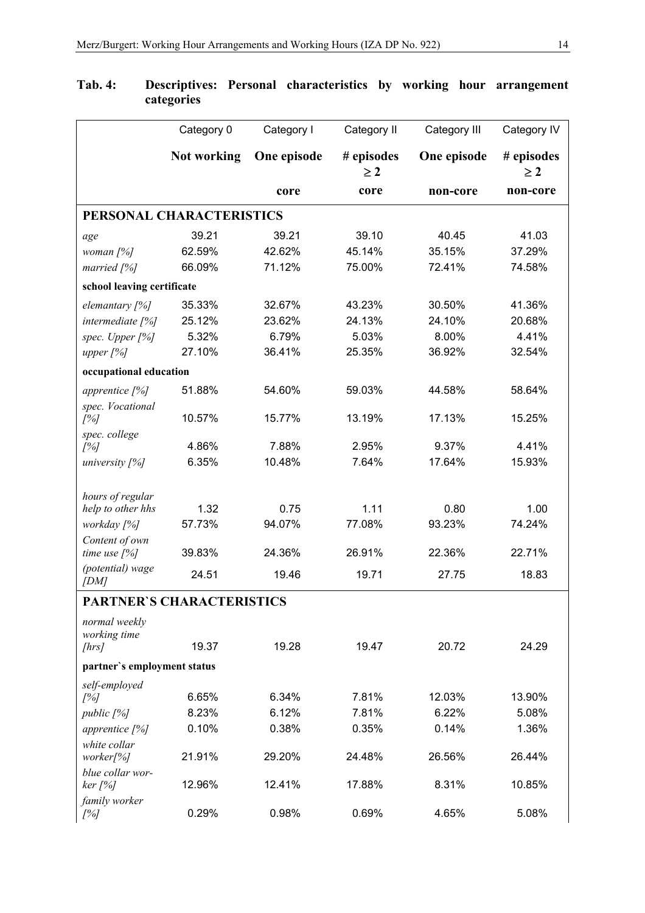**Tab. 4: Descriptives: Personal characteristics by working hour arrangement categories**

| | Category 0 | Category I | Category II | Category III | Category IV |
|---|---|---|---|---|---|
| | **Not working** | **One episode** | **# episodes ≥ 2** | **One episode** | **# episodes ≥ 2** |
| | | **core** | **core** | **non-core** | **non-core** |
| **PERSONAL CHARACTERISTICS** | | | | | |
| *age* | 39.21 | 39.21 | 39.10 | 40.45 | 41.03 |
| *woman [%]* | 62.59% | 42.62% | 45.14% | 35.15% | 37.29% |
| *married [%]* | 66.09% | 71.12% | 75.00% | 72.41% | 74.58% |
| **school leaving certificate** | | | | | |
| *elementary [%]* | 35.33% | 32.67% | 43.23% | 30.50% | 41.36% |
| *intermediate [%]* | 25.12% | 23.62% | 24.13% | 24.10% | 20.68% |
| *spec. Upper [%]* | 5.32% | 6.79% | 5.03% | 8.00% | 4.41% |
| *upper [%]* | 27.10% | 36.41% | 25.35% | 36.92% | 32.54% |
| **occupational education** | | | | | |
| *apprentice [%]* | 51.88% | 54.60% | 59.03% | 44.58% | 58.64% |
| *spec. Vocational [%]* | 10.57% | 15.77% | 13.19% | 17.13% | 15.25% |
| *spec. college [%]* | 4.86% | 7.88% | 2.95% | 9.37% | 4.41% |
| *university [%]* | 6.35% | 10.48% | 7.64% | 17.64% | 15.93% |
| *hours of regular help to other hhs* | 1.32 | 0.75 | 1.11 | 0.80 | 1.00 |
| *workday [%]* | 57.73% | 94.07% | 77.08% | 93.23% | 74.24% |
| *Content of own time use [%]* | 39.83% | 24.36% | 26.91% | 22.36% | 22.71% |
| *(potential) wage [DM]* | 24.51 | 19.46 | 19.71 | 27.75 | 18.83 |
| **PARTNER`S CHARACTERISTICS** | | | | | |
| *normal weekly working time [hrs]* | 19.37 | 19.28 | 19.47 | 20.72 | 24.29 |
| **partner`s employment status** | | | | | |
| *self-employed [%]* | 6.65% | 6.34% | 7.81% | 12.03% | 13.90% |
| *public [%]* | 8.23% | 6.12% | 7.81% | 6.22% | 5.08% |
| *apprentice [%]* | 0.10% | 0.38% | 0.35% | 0.14% | 1.36% |
| *white collar worker[%]* | 21.91% | 29.20% | 24.48% | 26.56% | 26.44% |
| *blue collar worker [%]* | 12.96% | 12.41% | 17.88% | 8.31% | 10.85% |
| *family worker [%]* | 0.29% | 0.98% | 0.69% | 4.65% | 5.08% |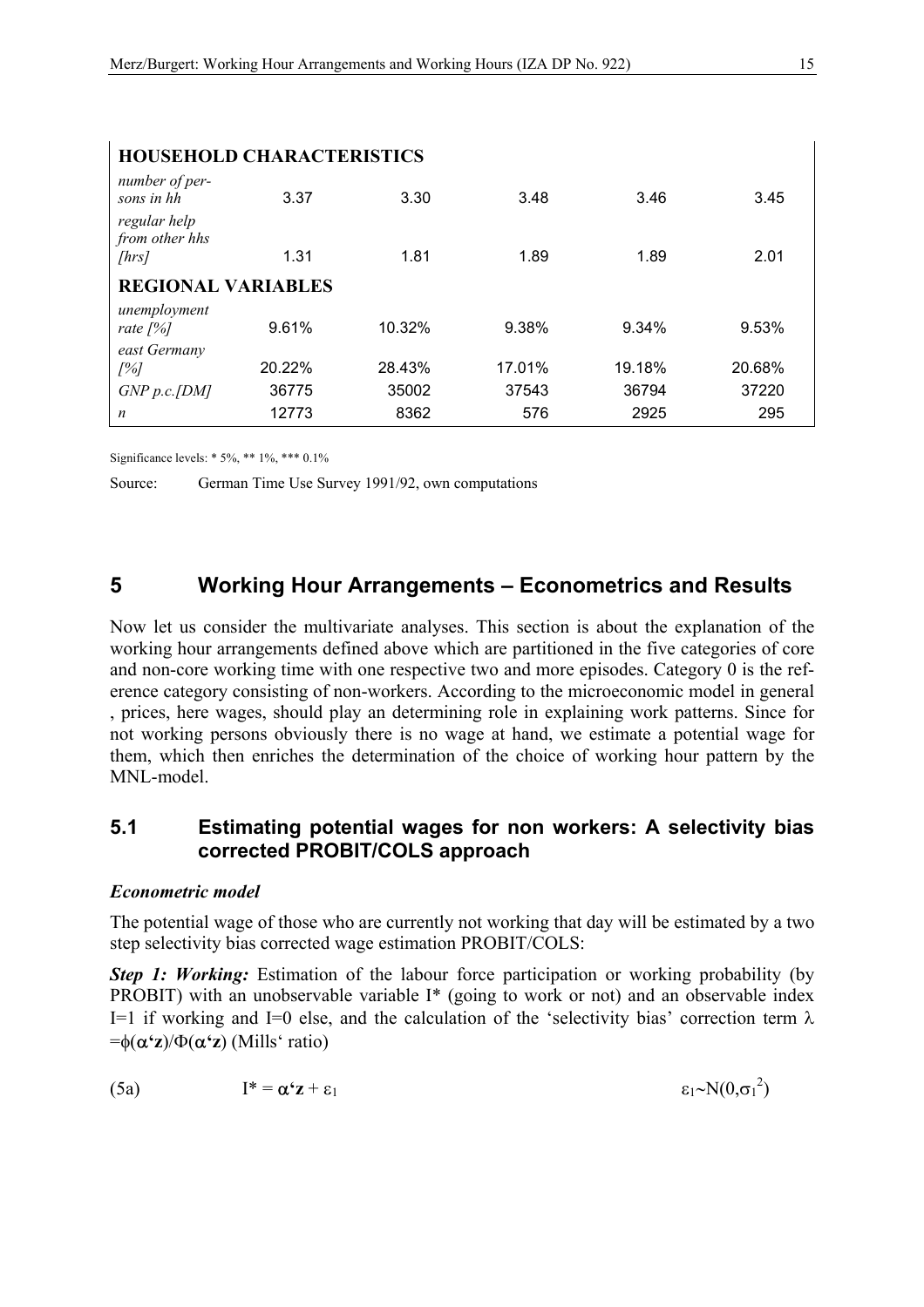| | | | | | |
|---|---|---|---|---|---|
| **HOUSEHOLD CHARACTERISTICS** | | | | | |
| *number of persons in hh* | 3.37 | 3.30 | 3.48 | 3.46 | 3.45 |
| *regular help from other hhs [hrs]* | 1.31 | 1.81 | 1.89 | 1.89 | 2.01 |
| **REGIONAL VARIABLES** | | | | | |
| *unemployment rate [%]* | 9.61% | 10.32% | 9.38% | 9.34% | 9.53% |
| *east Germany [%]* | 20.22% | 28.43% | 17.01% | 19.18% | 20.68% |
| *GNP p.c.[DM]* | 36775 | 35002 | 37543 | 36794 | 37220 |
| *n* | 12773 | 8362 | 576 | 2925 | 295 |

Significance levels: * 5%, ** 1%, *** 0.1%

Source: German Time Use Survey 1991/92, own computations

## 5 Working Hour Arrangements – Econometrics and Results

Now let us consider the multivariate analyses. This section is about the explanation of the working hour arrangements defined above which are partitioned in the five categories of core and non-core working time with one respective two and more episodes. Category 0 is the reference category consisting of non-workers. According to the microeconomic model in general , prices, here wages, should play an determining role in explaining work patterns. Since for not working persons obviously there is no wage at hand, we estimate a potential wage for them, which then enriches the determination of the choice of working hour pattern by the MNL-model.

### 5.1 Estimating potential wages for non workers: A selectivity bias corrected PROBIT/COLS approach

#### *Econometric model*

The potential wage of those who are currently not working that day will be estimated by a two step selectivity bias corrected wage estimation PROBIT/COLS:

***Step 1: Working:*** Estimation of the labour force participation or working probability (by PROBIT) with an unobservable variable I* (going to work or not) and an observable index I=1 if working and I=0 else, and the calculation of the 'selectivity bias' correction term $\lambda = \phi(\boldsymbol{\alpha}'\mathbf{z})/\Phi(\boldsymbol{\alpha}'\mathbf{z})$ (Mills' ratio)

$$
\text{(5a)} \qquad I^* = \boldsymbol{\alpha}'\mathbf{z} + \varepsilon_1 \qquad \varepsilon_1 \sim N(0,\sigma_1^2)
$$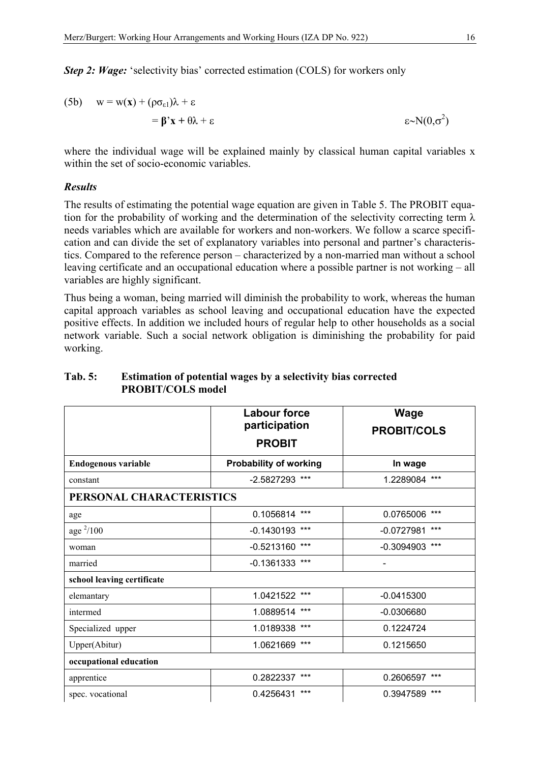***Step 2: Wage:*** 'selectivity bias' corrected estimation (COLS) for workers only

$$\text{(5b)} \quad w = w(\mathbf{x}) + (\rho\sigma_{\varepsilon 1})\lambda + \varepsilon$$

$$= \boldsymbol{\beta}'\mathbf{x} + \theta\lambda + \varepsilon \qquad \varepsilon \sim N(0,\sigma^2)$$

where the individual wage will be explained mainly by classical human capital variables x within the set of socio-economic variables.

### *Results*

The results of estimating the potential wage equation are given in Table 5. The PROBIT equation for the probability of working and the determination of the selectivity correcting term $\lambda$ needs variables which are available for workers and non-workers. We follow a scarce specification and can divide the set of explanatory variables into personal and partner's characteristics. Compared to the reference person – characterized by a non-married man without a school leaving certificate and an occupational education where a possible partner is not working – all variables are highly significant.

Thus being a woman, being married will diminish the probability to work, whereas the human capital approach variables as school leaving and occupational education have the expected positive effects. In addition we included hours of regular help to other households as a social network variable. Such a social network obligation is diminishing the probability for paid working.

**Tab. 5: Estimation of potential wages by a selectivity bias corrected PROBIT/COLS model**

| | **Labour force participation PROBIT** | **Wage PROBIT/COLS** |
|---|---|---|
| **Endogenous variable** | **Probability of working** | **ln wage** |
| constant | -2.5827293 *** | 1.2289084 *** |
| **PERSONAL CHARACTERISTICS** | | |
| age | 0.1056814 *** | 0.0765006 *** |
| age $^2$/100 | -0.1430193 *** | -0.0727981 *** |
| woman | -0.5213160 *** | -0.3094903 *** |
| married | -0.1361333 *** | - |
| **school leaving certificate** | | |
| elemantary | 1.0421522 *** | -0.0415300 |
| intermed | 1.0889514 *** | -0.0306680 |
| Specialized upper | 1.0189338 *** | 0.1224724 |
| Upper(Abitur) | 1.0621669 *** | 0.1215650 |
| **occupational education** | | |
| apprentice | 0.2822337 *** | 0.2606597 *** |
| spec. vocational | 0.4256431 *** | 0.3947589 *** |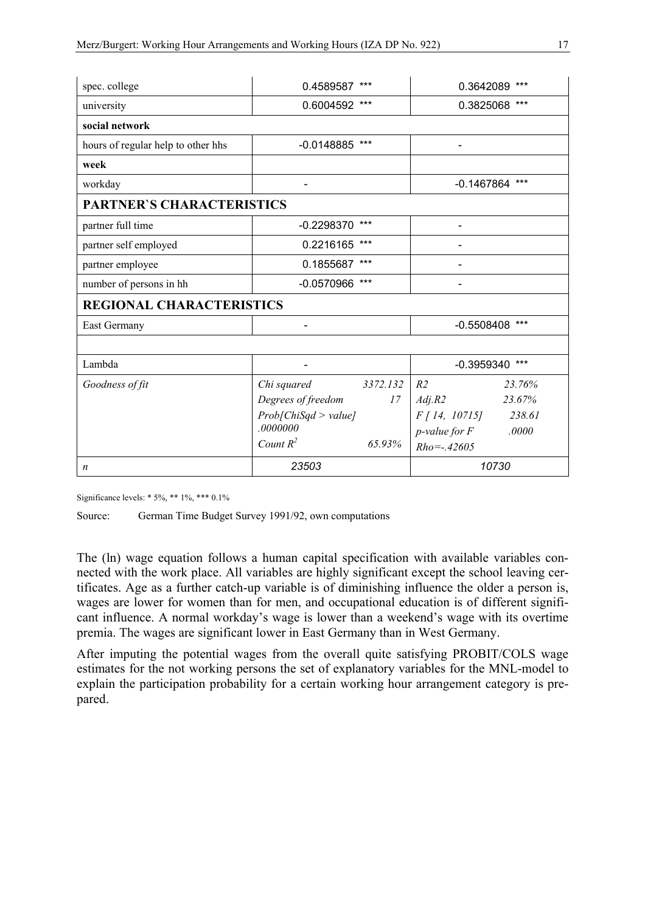| | | |
|---|---|---|
| spec. college | 0.4589587 *** | 0.3642089 *** |
| university | 0.6004592 *** | 0.3825068 *** |
| **social network** | | |
| hours of regular help to other hhs | -0.0148885 *** | - |
| **week** | | |
| workday | - | -0.1467864 *** |
| **PARTNER`S CHARACTERISTICS** | | |
| partner full time | -0.2298370 *** | - |
| partner self employed | 0.2216165 *** | - |
| partner employee | 0.1855687 *** | - |
| number of persons in hh | -0.0570966 *** | - |
| **REGIONAL CHARACTERISTICS** | | |
| East Germany | - | -0.5508408 *** |
| | | |
| Lambda | - | -0.3959340 *** |
| *Goodness of fit* | *Chi squared* 3372.132<br>*Degrees of freedom* 17<br>*Prob[ChiSqd > value]* .0000000<br>*Count $R^2$* 65.93% | *R2* 23.76%<br>*Adj.R2* 23.67%<br>*F [ 14, 10715]* 238.61<br>*p-value for F* .0000<br>*Rho=-.42605* |
| *n* | 23503 | 10730 |

Significance levels: * 5%, ** 1%, *** 0.1%

Source: German Time Budget Survey 1991/92, own computations

The (ln) wage equation follows a human capital specification with available variables connected with the work place. All variables are highly significant except the school leaving certificates. Age as a further catch-up variable is of diminishing influence the older a person is, wages are lower for women than for men, and occupational education is of different significant influence. A normal workday's wage is lower than a weekend's wage with its overtime premia. The wages are significant lower in East Germany than in West Germany.

After imputing the potential wages from the overall quite satisfying PROBIT/COLS wage estimates for the not working persons the set of explanatory variables for the MNL-model to explain the participation probability for a certain working hour arrangement category is prepared.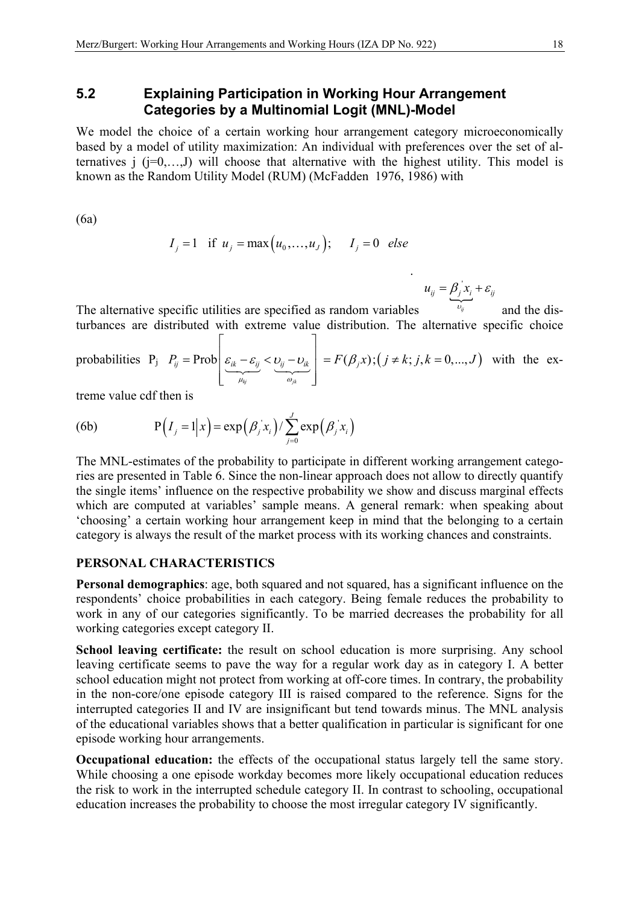## 5.2 Explaining Participation in Working Hour Arrangement Categories by a Multinomial Logit (MNL)-Model

We model the choice of a certain working hour arrangement category microeconomically based by a model of utility maximization: An individual with preferences over the set of alternatives j (j=0,…,J) will choose that alternative with the highest utility. This model is known as the Random Utility Model (RUM) (McFadden 1976, 1986) with

(6a)

$$I_j = 1 \quad \text{if } u_j = \max\left(u_0, \ldots, u_J\right); \qquad I_j = 0 \quad else$$

The alternative specific utilities are specified as random variables $u_{ij} = \underbrace{\beta_j^{'} x_i}_{\upsilon_{ij}} + \varepsilon_{ij}$ and the disturbances are distributed with extreme value distribution. The alternative specific choice probabilities $P_j$ $P_{ij} = \text{Prob}\left[\underbrace{\varepsilon_{ik} - \varepsilon_{ij}}_{\mu_{kj}} < \underbrace{\upsilon_{ij} - \upsilon_{ik}}_{\omega_{jk}}\right] = F(\beta_j x); \left(j \neq k; j, k = 0, ..., J\right)$ with the extreme value cdf then is

(6b)

$$\text{P}\left(I_j = 1 \middle| x\right) = \exp\left(\beta_j^{'} x_i\right) / \sum_{j=0}^{J} \exp\left(\beta_j^{'} x_i\right)$$

The MNL-estimates of the probability to participate in different working arrangement categories are presented in Table 6. Since the non-linear approach does not allow to directly quantify the single items' influence on the respective probability we show and discuss marginal effects which are computed at variables' sample means. A general remark: when speaking about 'choosing' a certain working hour arrangement keep in mind that the belonging to a certain category is always the result of the market process with its working chances and constraints.

### PERSONAL CHARACTERISTICS

**Personal demographics**: age, both squared and not squared, has a significant influence on the respondents' choice probabilities in each category. Being female reduces the probability to work in any of our categories significantly. To be married decreases the probability for all working categories except category II.

**School leaving certificate:** the result on school education is more surprising. Any school leaving certificate seems to pave the way for a regular work day as in category I. A better school education might not protect from working at off-core times. In contrary, the probability in the non-core/one episode category III is raised compared to the reference. Signs for the interrupted categories II and IV are insignificant but tend towards minus. The MNL analysis of the educational variables shows that a better qualification in particular is significant for one episode working hour arrangements.

**Occupational education:** the effects of the occupational status largely tell the same story. While choosing a one episode workday becomes more likely occupational education reduces the risk to work in the interrupted schedule category II. In contrast to schooling, occupational education increases the probability to choose the most irregular category IV significantly.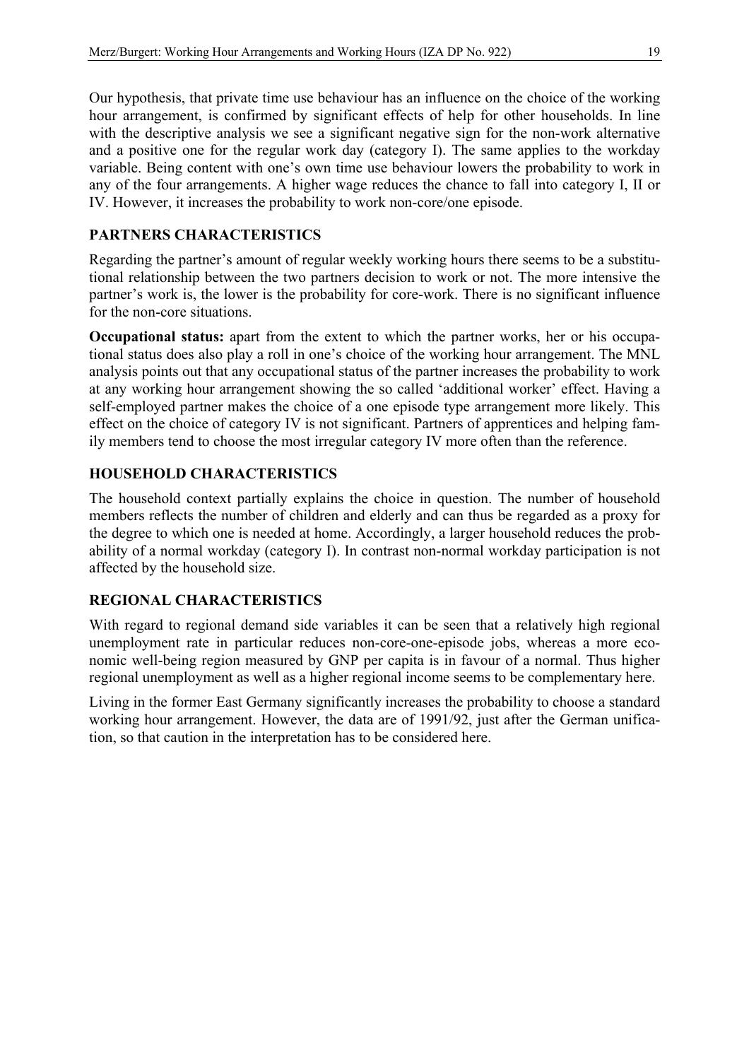Our hypothesis, that private time use behaviour has an influence on the choice of the working hour arrangement, is confirmed by significant effects of help for other households. In line with the descriptive analysis we see a significant negative sign for the non-work alternative and a positive one for the regular work day (category I). The same applies to the workday variable. Being content with one's own time use behaviour lowers the probability to work in any of the four arrangements. A higher wage reduces the chance to fall into category I, II or IV. However, it increases the probability to work non-core/one episode.

### PARTNERS CHARACTERISTICS

Regarding the partner's amount of regular weekly working hours there seems to be a substitutional relationship between the two partners decision to work or not. The more intensive the partner's work is, the lower is the probability for core-work. There is no significant influence for the non-core situations.

**Occupational status:** apart from the extent to which the partner works, her or his occupational status does also play a roll in one's choice of the working hour arrangement. The MNL analysis points out that any occupational status of the partner increases the probability to work at any working hour arrangement showing the so called 'additional worker' effect. Having a self-employed partner makes the choice of a one episode type arrangement more likely. This effect on the choice of category IV is not significant. Partners of apprentices and helping family members tend to choose the most irregular category IV more often than the reference.

### HOUSEHOLD CHARACTERISTICS

The household context partially explains the choice in question. The number of household members reflects the number of children and elderly and can thus be regarded as a proxy for the degree to which one is needed at home. Accordingly, a larger household reduces the probability of a normal workday (category I). In contrast non-normal workday participation is not affected by the household size.

### REGIONAL CHARACTERISTICS

With regard to regional demand side variables it can be seen that a relatively high regional unemployment rate in particular reduces non-core-one-episode jobs, whereas a more economic well-being region measured by GNP per capita is in favour of a normal. Thus higher regional unemployment as well as a higher regional income seems to be complementary here.

Living in the former East Germany significantly increases the probability to choose a standard working hour arrangement. However, the data are of 1991/92, just after the German unification, so that caution in the interpretation has to be considered here.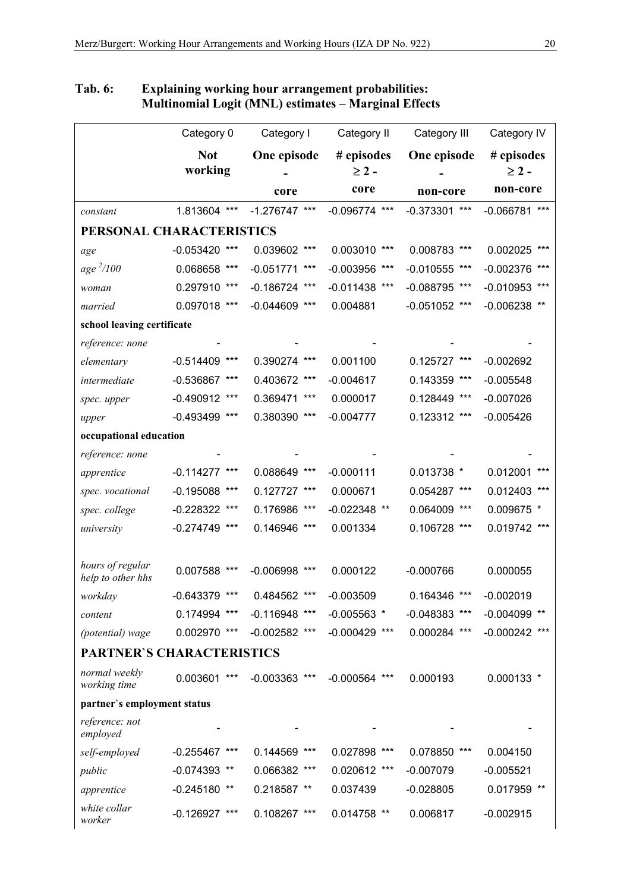## Tab. 6: Explaining working hour arrangement probabilities: Multinomial Logit (MNL) estimates – Marginal Effects

| | Category 0 | Category I | Category II | Category III | Category IV |
|---|---|---|---|---|---|
| | **Not working** | **One episode - core** | **# episodes ≥ 2 - core** | **One episode - non-core** | **# episodes ≥ 2 - non-core** |
| *constant* | 1.813604 *** | -1.276747 *** | -0.096774 *** | -0.373301 *** | -0.066781 *** |
| **PERSONAL CHARACTERISTICS** | | | | | |
| *age* | -0.053420 *** | 0.039602 *** | 0.003010 *** | 0.008783 *** | 0.002025 *** |
| *age $^{2}$/100* | 0.068658 *** | -0.051771 *** | -0.003956 *** | -0.010555 *** | -0.002376 *** |
| *woman* | 0.297910 *** | -0.186724 *** | -0.011438 *** | -0.088795 *** | -0.010953 *** |
| *married* | 0.097018 *** | -0.044609 *** | 0.004881 | -0.051052 *** | -0.006238 ** |
| **school leaving certificate** | | | | | |
| *reference: none* | - | - | - | - | - |
| *elementary* | -0.514409 *** | 0.390274 *** | 0.001100 | 0.125727 *** | -0.002692 |
| *intermediate* | -0.536867 *** | 0.403672 *** | -0.004617 | 0.143359 *** | -0.005548 |
| *spec. upper* | -0.490912 *** | 0.369471 *** | 0.000017 | 0.128449 *** | -0.007026 |
| *upper* | -0.493499 *** | 0.380390 *** | -0.004777 | 0.123312 *** | -0.005426 |
| **occupational education** | | | | | |
| *reference: none* | - | - | - | - | - |
| *apprentice* | -0.114277 *** | 0.088649 *** | -0.000111 | 0.013738 * | 0.012001 *** |
| *spec. vocational* | -0.195088 *** | 0.127727 *** | 0.000671 | 0.054287 *** | 0.012403 *** |
| *spec. college* | -0.228322 *** | 0.176986 *** | -0.022348 ** | 0.064009 *** | 0.009675 * |
| *university* | -0.274749 *** | 0.146946 *** | 0.001334 | 0.106728 *** | 0.019742 *** |
| *hours of regular help to other hhs* | 0.007588 *** | -0.006998 *** | 0.000122 | -0.000766 | 0.000055 |
| *workday* | -0.643379 *** | 0.484562 *** | -0.003509 | 0.164346 *** | -0.002019 |
| *content* | 0.174994 *** | -0.116948 *** | -0.005563 * | -0.048383 *** | -0.004099 ** |
| *(potential) wage* | 0.002970 *** | -0.002582 *** | -0.000429 *** | 0.000284 *** | -0.000242 *** |
| **PARTNER`S CHARACTERISTICS** | | | | | |
| *normal weekly working time* | 0.003601 *** | -0.003363 *** | -0.000564 *** | 0.000193 | 0.000133 * |
| **partner`s employment status** | | | | | |
| *reference: not employed* | - | - | - | - | - |
| *self-employed* | -0.255467 *** | 0.144569 *** | 0.027898 *** | 0.078850 *** | 0.004150 |
| *public* | -0.074393 ** | 0.066382 *** | 0.020612 *** | -0.007079 | -0.005521 |
| *apprentice* | -0.245180 ** | 0.218587 ** | 0.037439 | -0.028805 | 0.017959 ** |
| *white collar worker* | -0.126927 *** | 0.108267 *** | 0.014758 ** | 0.006817 | -0.002915 |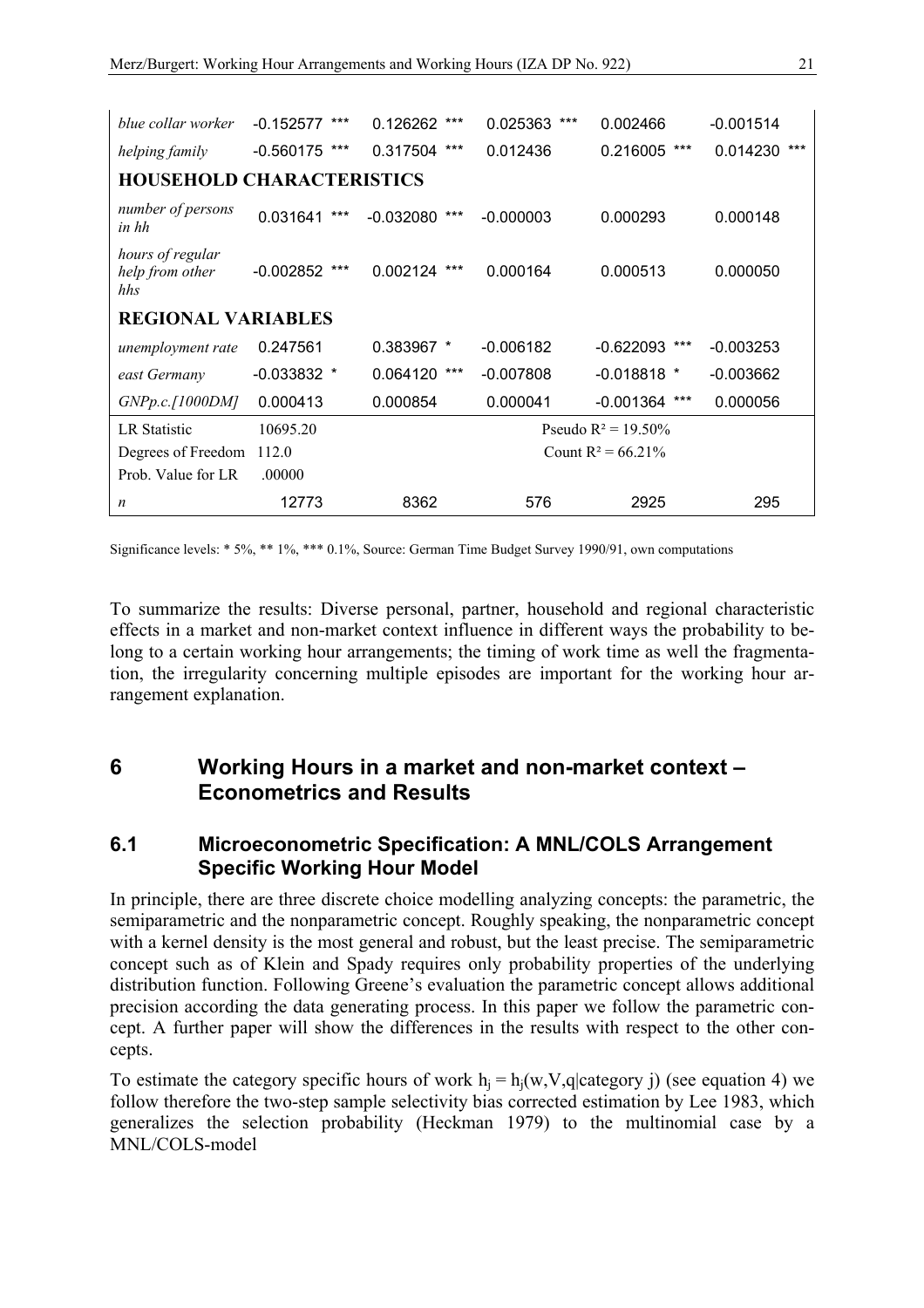| | | | | | |
|---|---|---|---|---|---|
| *blue collar worker* | -0.152577 *** | 0.126262 *** | 0.025363 *** | 0.002466 | -0.001514 |
| *helping family* | -0.560175 *** | 0.317504 *** | 0.012436 | 0.216005 *** | 0.014230 *** |
| **HOUSEHOLD CHARACTERISTICS** | | | | | |
| *number of persons in hh* | 0.031641 *** | -0.032080 *** | -0.000003 | 0.000293 | 0.000148 |
| *hours of regular help from other hhs* | -0.002852 *** | 0.002124 *** | 0.000164 | 0.000513 | 0.000050 |
| **REGIONAL VARIABLES** | | | | | |
| *unemployment rate* | 0.247561 | 0.383967 * | -0.006182 | -0.622093 *** | -0.003253 |
| *east Germany* | -0.033832 * | 0.064120 *** | -0.007808 | -0.018818 * | -0.003662 |
| *GNPp.c.[1000DM]* | 0.000413 | 0.000854 | 0.000041 | -0.001364 *** | 0.000056 |
| LR Statistic | 10695.20 | | | Pseudo $R^2$ = 19.50% | |
| Degrees of Freedom | 112.0 | | | Count $R^2$ = 66.21% | |
| Prob. Value for LR | .00000 | | | | |
| *n* | 12773 | 8362 | 576 | 2925 | 295 |

Significance levels: * 5%, ** 1%, *** 0.1%, Source: German Time Budget Survey 1990/91, own computations

To summarize the results: Diverse personal, partner, household and regional characteristic effects in a market and non-market context influence in different ways the probability to belong to a certain working hour arrangements; the timing of work time as well the fragmentation, the irregularity concerning multiple episodes are important for the working hour arrangement explanation.

# 6 Working Hours in a market and non-market context – Econometrics and Results

## 6.1 Microeconometric Specification: A MNL/COLS Arrangement Specific Working Hour Model

In principle, there are three discrete choice modelling analyzing concepts: the parametric, the semiparametric and the nonparametric concept. Roughly speaking, the nonparametric concept with a kernel density is the most general and robust, but the least precise. The semiparametric concept such as of Klein and Spady requires only probability properties of the underlying distribution function. Following Greene's evaluation the parametric concept allows additional precision according the data generating process. In this paper we follow the parametric concept. A further paper will show the differences in the results with respect to the other concepts.

To estimate the category specific hours of work $h_j = h_j(w,V,q|\text{category } j)$ (see equation 4) we follow therefore the two-step sample selectivity bias corrected estimation by Lee 1983, which generalizes the selection probability (Heckman 1979) to the multinomial case by a MNL/COLS-model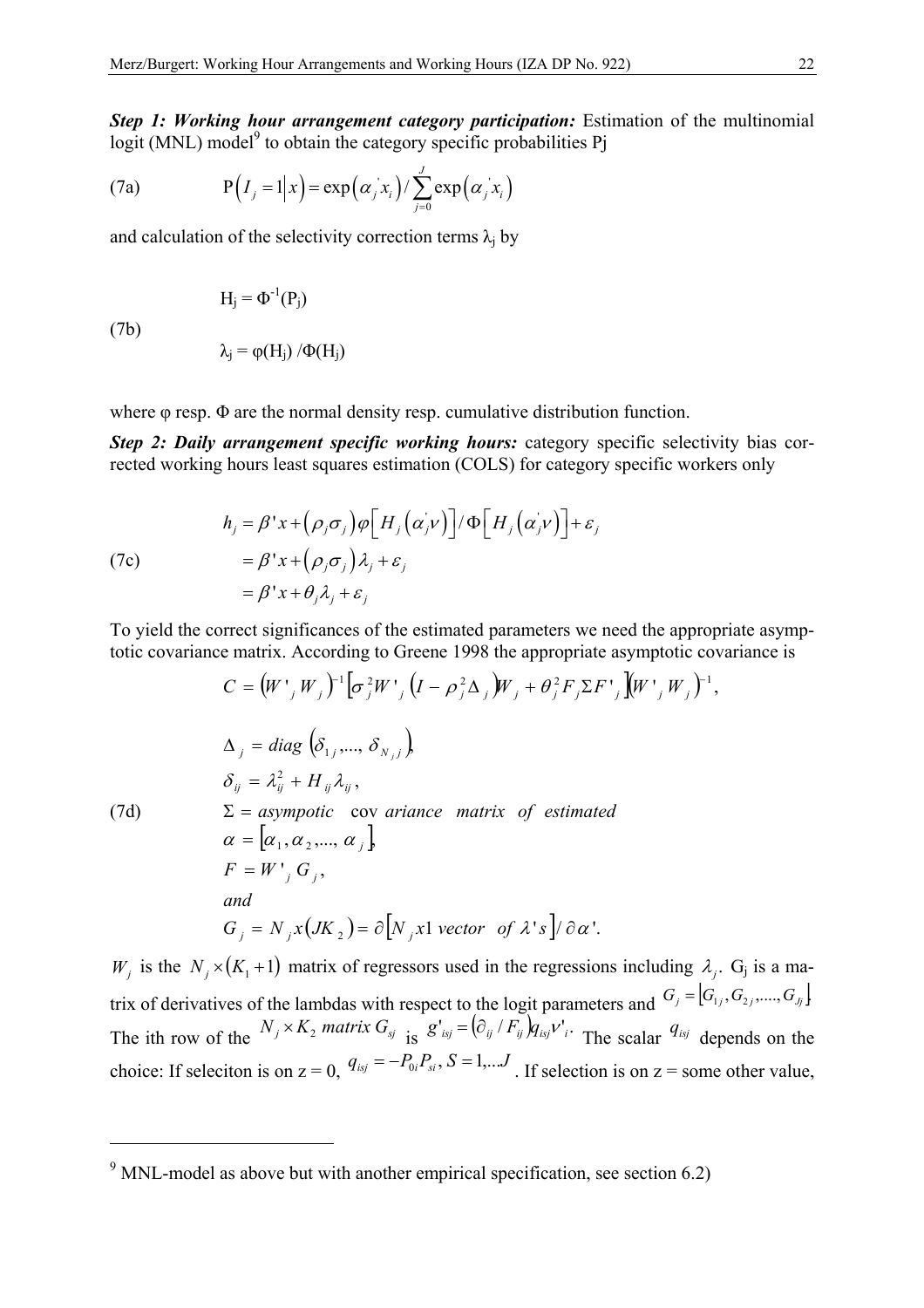***Step 1: Working hour arrangement category participation:*** Estimation of the multinomial logit (MNL) model[9] to obtain the category specific probabilities Pj

$$\text{(7a)} \qquad P\left(I_j = 1 \middle| x\right) = \exp\left(\alpha_j^{'} x_i\right) / \sum_{j=0}^{J} \exp\left(\alpha_j^{'} x_i\right)$$

and calculation of the selectivity correction terms $\lambda_j$ by

$$\text{(7b)} \qquad \begin{aligned} H_j &= \Phi^{-1}(P_j) \\ \lambda_j &= \varphi(H_j) / \Phi(H_j) \end{aligned}$$

where $\varphi$ resp. $\Phi$ are the normal density resp. cumulative distribution function.

***Step 2: Daily arrangement specific working hours:*** category specific selectivity bias corrected working hours least squares estimation (COLS) for category specific workers only

$$\text{(7c)} \qquad \begin{aligned} h_j &= \beta' x + \left(\rho_j \sigma_j\right) \varphi\left[H_j\left(\alpha_j^{'} \nu\right)\right] / \Phi\left[H_j\left(\alpha_j^{'} \nu\right)\right] + \varepsilon_j \\ &= \beta' x + \left(\rho_j \sigma_j\right) \lambda_j + \varepsilon_j \\ &= \beta' x + \theta_j \lambda_j + \varepsilon_j \end{aligned}$$

To yield the correct significances of the estimated parameters we need the appropriate asymptotic covariance matrix. According to Greene 1998 the appropriate asymptotic covariance is

$$\text{(7d)} \qquad \begin{aligned} C &= \left(W'_j W_j\right)^{-1} \left[\sigma_j^2 W'_j \left(I - \rho_j^2 \Delta_j\right) W_j + \theta_j^2 F_j \Sigma F'_j\right] \left(W'_j W_j\right)^{-1}, \\ \Delta_j &= diag\left(\delta_{1j}, \ldots, \delta_{N_j j}\right), \\ \delta_{ij} &= \lambda_{ij}^2 + H_{ij} \lambda_{ij}, \\ \Sigma &= asympotic \ \ \text{cov} ariance \ \ matrix \ \ of \ \ estimated \\ \alpha &= \left[\alpha_1, \alpha_2, \ldots, \alpha_j\right], \\ F &= W'_j G_j, \\ &and \\ G_j &= N_j x\left(JK_2\right) = \partial\left[N_j x1 \ vector \ \ of \ \lambda' s\right] / \partial \alpha'. \end{aligned}$$

$W_j$ is the $N_j \times \left(K_1 + 1\right)$ matrix of regressors used in the regressions including $\lambda_j$. $G_j$ is a matrix of derivatives of the lambdas with respect to the logit parameters and $G_j = \left[G_{1j}, G_{2j}, \ldots, G_{Jj}\right]$. The ith row of the $N_j \times K_2$ $matrix$ $G_{sj}$ is $g'_{isj} = \left(\partial_{ij} / F_{ij}\right) q_{isj} \nu'_i$. The scalar $q_{isj}$ depends on the choice: If seleciton is on z = 0, $q_{isj} = -P_{0i} P_{si}, S = 1, \ldots J$. If selection is on z = some other value,

[9] MNL-model as above but with another empirical specification, see section 6.2)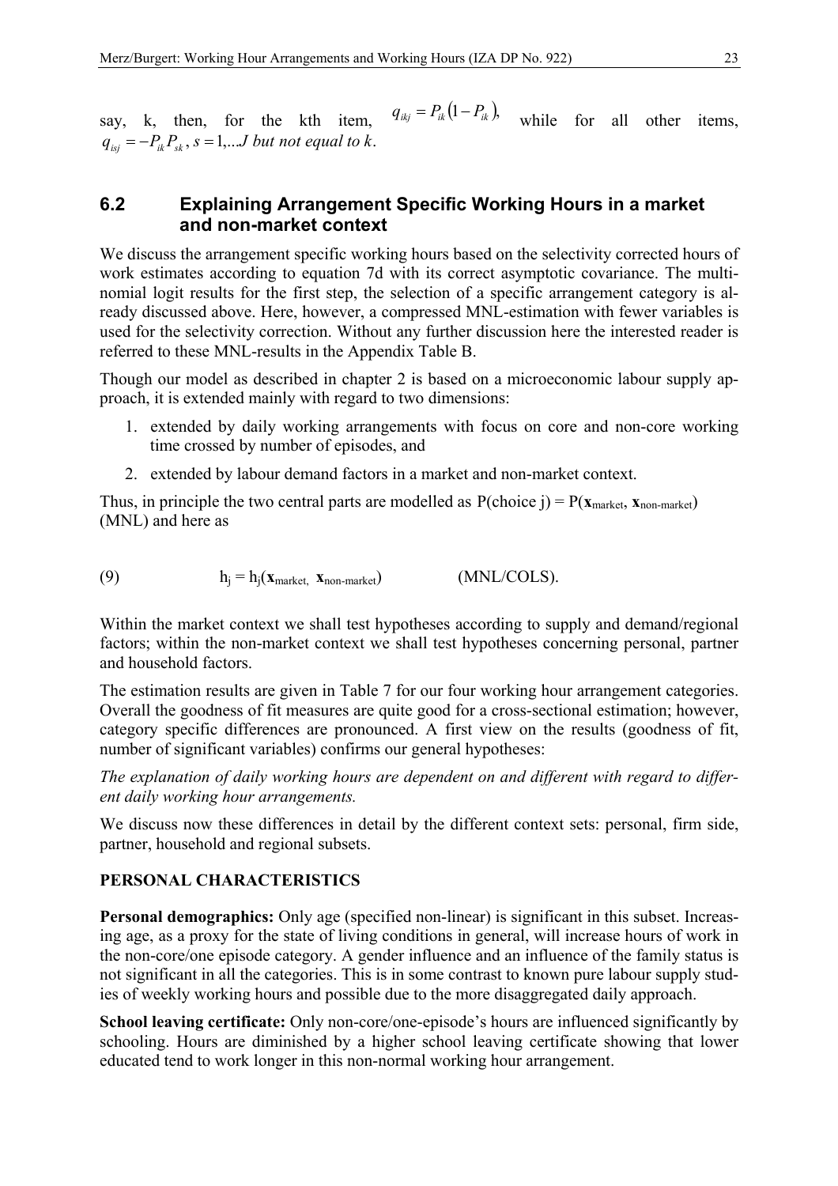say, k, then, for the kth item, $q_{ikj} = P_{ik}(1 - P_{ik}),$ while for all other items, $q_{isj} = -P_{ik}P_{sk}, s = 1,...J$ *but not equal to k*.

## 6.2 Explaining Arrangement Specific Working Hours in a market and non-market context

We discuss the arrangement specific working hours based on the selectivity corrected hours of work estimates according to equation 7d with its correct asymptotic covariance. The multinomial logit results for the first step, the selection of a specific arrangement category is already discussed above. Here, however, a compressed MNL-estimation with fewer variables is used for the selectivity correction. Without any further discussion here the interested reader is referred to these MNL-results in the Appendix Table B.

Though our model as described in chapter 2 is based on a microeconomic labour supply approach, it is extended mainly with regard to two dimensions:

1. extended by daily working arrangements with focus on core and non-core working time crossed by number of episodes, and
2. extended by labour demand factors in a market and non-market context.

Thus, in principle the two central parts are modelled as P(choice j) = P($\mathbf{x}_{\text{market}}$, $\mathbf{x}_{\text{non-market}}$) (MNL) and here as

$$(9) \qquad h_j = h_j(\mathbf{x}_{\text{market}}, \ \mathbf{x}_{\text{non-market}}) \qquad \text{(MNL/COLS).}$$

Within the market context we shall test hypotheses according to supply and demand/regional factors; within the non-market context we shall test hypotheses concerning personal, partner and household factors.

The estimation results are given in Table 7 for our four working hour arrangement categories. Overall the goodness of fit measures are quite good for a cross-sectional estimation; however, category specific differences are pronounced. A first view on the results (goodness of fit, number of significant variables) confirms our general hypotheses:

*The explanation of daily working hours are dependent on and different with regard to different daily working hour arrangements.*

We discuss now these differences in detail by the different context sets: personal, firm side, partner, household and regional subsets.

**PERSONAL CHARACTERISTICS**

**Personal demographics:** Only age (specified non-linear) is significant in this subset. Increasing age, as a proxy for the state of living conditions in general, will increase hours of work in the non-core/one episode category. A gender influence and an influence of the family status is not significant in all the categories. This is in some contrast to known pure labour supply studies of weekly working hours and possible due to the more disaggregated daily approach.

**School leaving certificate:** Only non-core/one-episode's hours are influenced significantly by schooling. Hours are diminished by a higher school leaving certificate showing that lower educated tend to work longer in this non-normal working hour arrangement.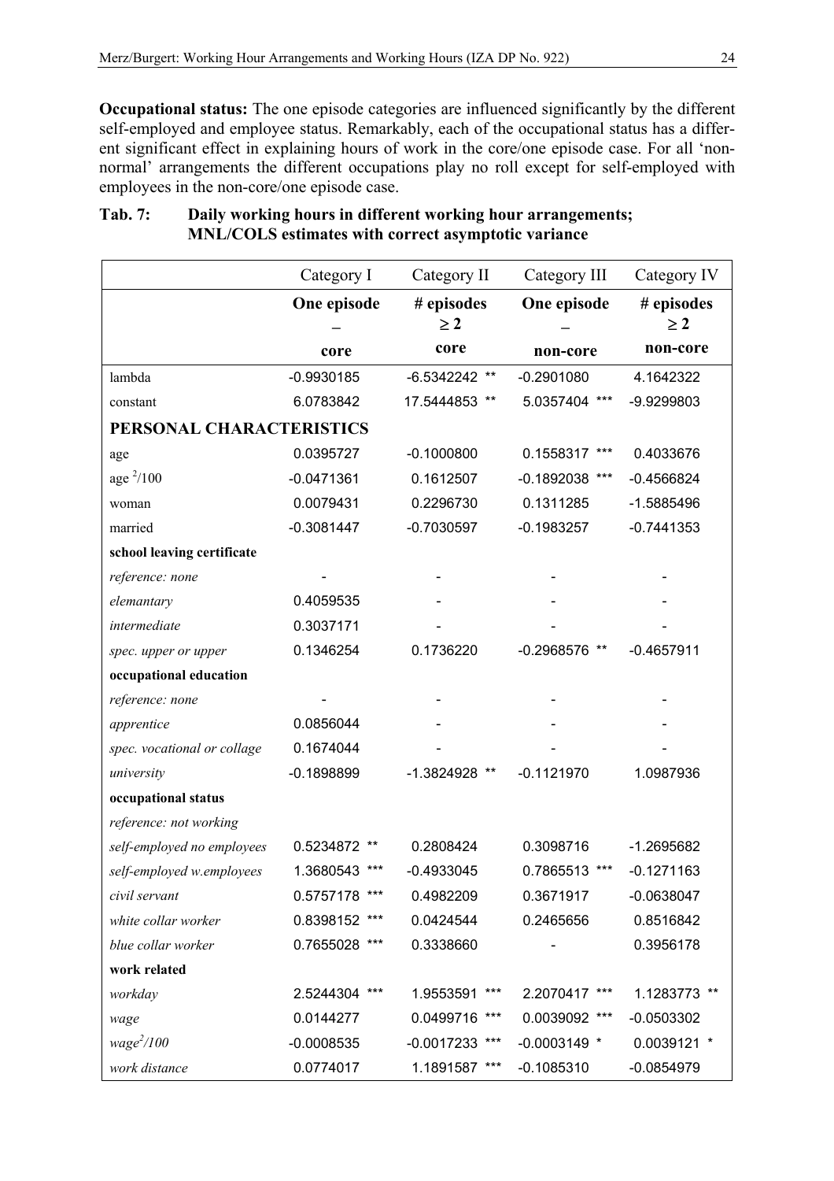**Occupational status:** The one episode categories are influenced significantly by the different self-employed and employee status. Remarkably, each of the occupational status has a different significant effect in explaining hours of work in the core/one episode case. For all 'non-normal' arrangements the different occupations play no roll except for self-employed with employees in the non-core/one episode case.

**Tab. 7: Daily working hours in different working hour arrangements; MNL/COLS estimates with correct asymptotic variance**

| | Category I | Category II | Category III | Category IV |
|---|---|---|---|---|
| | **One episode – core** | **# episodes ≥ 2 core** | **One episode – non-core** | **# episodes ≥ 2 non-core** |
| lambda | -0.9930185 | -6.5342242 ** | -0.2901080 | 4.1642322 |
| constant | 6.0783842 | 17.5444853 ** | 5.0357404 *** | -9.9299803 |
| **PERSONAL CHARACTERISTICS** | | | | |
| age | 0.0395727 | -0.1000800 | 0.1558317 *** | 0.4033676 |
| age $^{2}$/100 | -0.0471361 | 0.1612507 | -0.1892038 *** | -0.4566824 |
| woman | 0.0079431 | 0.2296730 | 0.1311285 | -1.5885496 |
| married | -0.3081447 | -0.7030597 | -0.1983257 | -0.7441353 |
| **school leaving certificate** | | | | |
| *reference: none* | - | - | - | - |
| *elamentary* | 0.4059535 | - | - | - |
| *intermediate* | 0.3037171 | - | - | - |
| *spec. upper or upper* | 0.1346254 | 0.1736220 | -0.2968576 ** | -0.4657911 |
| **occupational education** | | | | |
| *reference: none* | - | - | - | - |
| *apprentice* | 0.0856044 | - | - | - |
| *spec. vocational or collage* | 0.1674044 | - | - | - |
| *university* | -0.1898899 | -1.3824928 ** | -0.1121970 | 1.0987936 |
| **occupational status** | | | | |
| *reference: not working* | | | | |
| *self-employed no employees* | 0.5234872 ** | 0.2808424 | 0.3098716 | -1.2695682 |
| *self-employed w.employees* | 1.3680543 *** | -0.4933045 | 0.7865513 *** | -0.1271163 |
| *civil servant* | 0.5757178 *** | 0.4982209 | 0.3671917 | -0.0638047 |
| *white collar worker* | 0.8398152 *** | 0.0424544 | 0.2465656 | 0.8516842 |
| *blue collar worker* | 0.7655028 *** | 0.3338660 | - | 0.3956178 |
| **work related** | | | | |
| *workday* | 2.5244304 *** | 1.9553591 *** | 2.2070417 *** | 1.1283773 ** |
| *wage* | 0.0144277 | 0.0499716 *** | 0.0039092 *** | -0.0503302 |
| *wage$^{2}$/100* | -0.0008535 | -0.0017233 *** | -0.0003149 * | 0.0039121 * |
| *work distance* | 0.0774017 | 1.1891587 *** | -0.1085310 | -0.0854979 |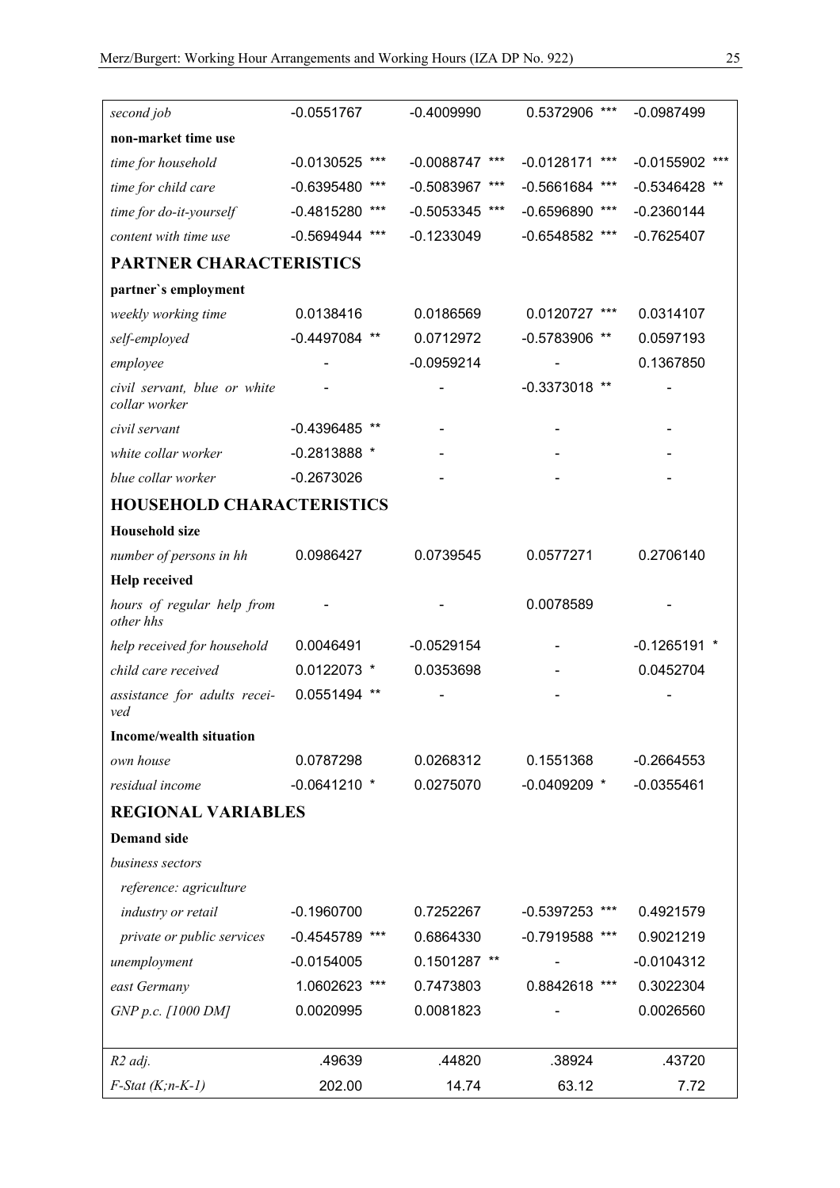| | | | | |
|---|---|---|---|---|
| *second job* | -0.0551767 | -0.4009990 | 0.5372906 *** | -0.0987499 |
| **non-market time use** | | | | |
| *time for household* | -0.0130525 *** | -0.0088747 *** | -0.0128171 *** | -0.0155902 *** |
| *time for child care* | -0.6395480 *** | -0.5083967 *** | -0.5661684 *** | -0.5346428 ** |
| *time for do-it-yourself* | -0.4815280 *** | -0.5053345 *** | -0.6596890 *** | -0.2360144 |
| *content with time use* | -0.5694944 *** | -0.1233049 | -0.6548582 *** | -0.7625407 |
| **PARTNER CHARACTERISTICS** | | | | |
| **partner`s employment** | | | | |
| *weekly working time* | 0.0138416 | 0.0186569 | 0.0120727 *** | 0.0314107 |
| *self-employed* | -0.4497084 ** | 0.0712972 | -0.5783906 ** | 0.0597193 |
| *employee* | - | -0.0959214 | - | 0.1367850 |
| *civil servant, blue or white collar worker* | - | - | -0.3373018 ** | - |
| *civil servant* | -0.4396485 ** | - | - | - |
| *white collar worker* | -0.2813888 * | - | - | - |
| *blue collar worker* | -0.2673026 | - | - | - |
| **HOUSEHOLD CHARACTERISTICS** | | | | |
| **Household size** | | | | |
| *number of persons in hh* | 0.0986427 | 0.0739545 | 0.0577271 | 0.2706140 |
| **Help received** | | | | |
| *hours of regular help from other hhs* | - | - | 0.0078589 | - |
| *help received for household* | 0.0046491 | -0.0529154 | - | -0.1265191 * |
| *child care received* | 0.0122073 * | 0.0353698 | - | 0.0452704 |
| *assistance for adults received* | 0.0551494 ** | - | - | - |
| **Income/wealth situation** | | | | |
| *own house* | 0.0787298 | 0.0268312 | 0.1551368 | -0.2664553 |
| *residual income* | -0.0641210 * | 0.0275070 | -0.0409209 * | -0.0355461 |
| **REGIONAL VARIABLES** | | | | |
| **Demand side** | | | | |
| *business sectors* | | | | |
| *reference: agriculture* | | | | |
| *industry or retail* | -0.1960700 | 0.7252267 | -0.5397253 *** | 0.4921579 |
| *private or public services* | -0.4545789 *** | 0.6864330 | -0.7919588 *** | 0.9021219 |
| *unemployment* | -0.0154005 | 0.1501287 ** | - | -0.0104312 |
| *east Germany* | 1.0602623 *** | 0.7473803 | 0.8842618 *** | 0.3022304 |
| *GNP p.c. [1000 DM]* | 0.0020995 | 0.0081823 | - | 0.0026560 |
| | | | | |
| *R2 adj.* | .49639 | .44820 | .38924 | .43720 |
| *F-Stat (K;n-K-1)* | 202.00 | 14.74 | 63.12 | 7.72 |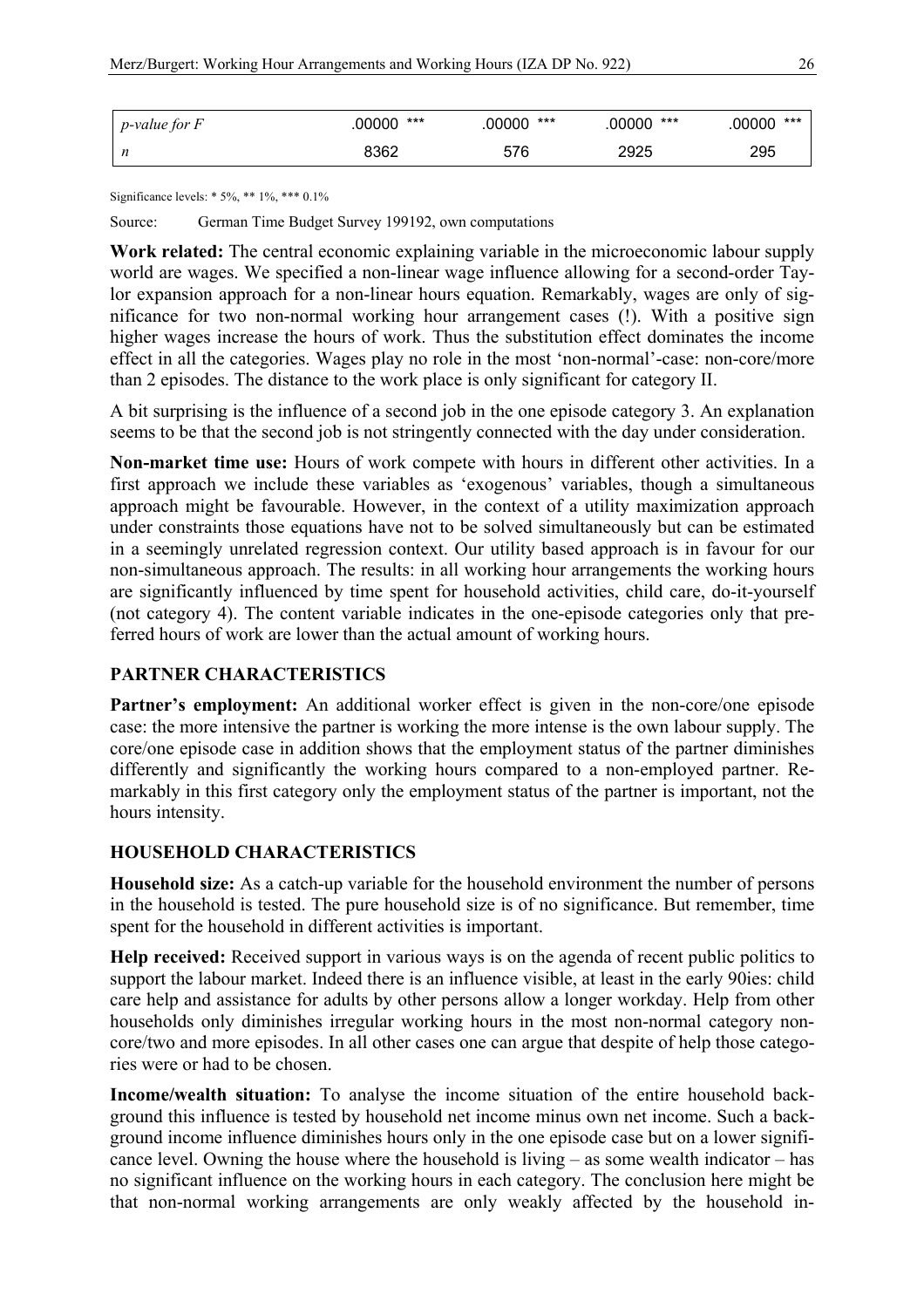| *p-value for F* | .00000 *** | .00000 *** | .00000 *** | .00000 *** |
|---|---|---|---|---|
| *n* | 8362 | 576 | 2925 | 295 |

Significance levels: * 5%, ** 1%, *** 0.1%

Source: German Time Budget Survey 199192, own computations

**Work related:** The central economic explaining variable in the microeconomic labour supply world are wages. We specified a non-linear wage influence allowing for a second-order Taylor expansion approach for a non-linear hours equation. Remarkably, wages are only of significance for two non-normal working hour arrangement cases (!). With a positive sign higher wages increase the hours of work. Thus the substitution effect dominates the income effect in all the categories. Wages play no role in the most 'non-normal'-case: non-core/more than 2 episodes. The distance to the work place is only significant for category II.

A bit surprising is the influence of a second job in the one episode category 3. An explanation seems to be that the second job is not stringently connected with the day under consideration.

**Non-market time use:** Hours of work compete with hours in different other activities. In a first approach we include these variables as 'exogenous' variables, though a simultaneous approach might be favourable. However, in the context of a utility maximization approach under constraints those equations have not to be solved simultaneously but can be estimated in a seemingly unrelated regression context. Our utility based approach is in favour for our non-simultaneous approach. The results: in all working hour arrangements the working hours are significantly influenced by time spent for household activities, child care, do-it-yourself (not category 4). The content variable indicates in the one-episode categories only that preferred hours of work are lower than the actual amount of working hours.

## PARTNER CHARACTERISTICS

**Partner's employment:** An additional worker effect is given in the non-core/one episode case: the more intensive the partner is working the more intense is the own labour supply. The core/one episode case in addition shows that the employment status of the partner diminishes differently and significantly the working hours compared to a non-employed partner. Remarkably in this first category only the employment status of the partner is important, not the hours intensity.

## HOUSEHOLD CHARACTERISTICS

**Household size:** As a catch-up variable for the household environment the number of persons in the household is tested. The pure household size is of no significance. But remember, time spent for the household in different activities is important.

**Help received:** Received support in various ways is on the agenda of recent public politics to support the labour market. Indeed there is an influence visible, at least in the early 90ies: child care help and assistance for adults by other persons allow a longer workday. Help from other households only diminishes irregular working hours in the most non-normal category non-core/two and more episodes. In all other cases one can argue that despite of help those categories were or had to be chosen.

**Income/wealth situation:** To analyse the income situation of the entire household background this influence is tested by household net income minus own net income. Such a background income influence diminishes hours only in the one episode case but on a lower significance level. Owning the house where the household is living – as some wealth indicator – has no significant influence on the working hours in each category. The conclusion here might be that non-normal working arrangements are only weakly affected by the household in-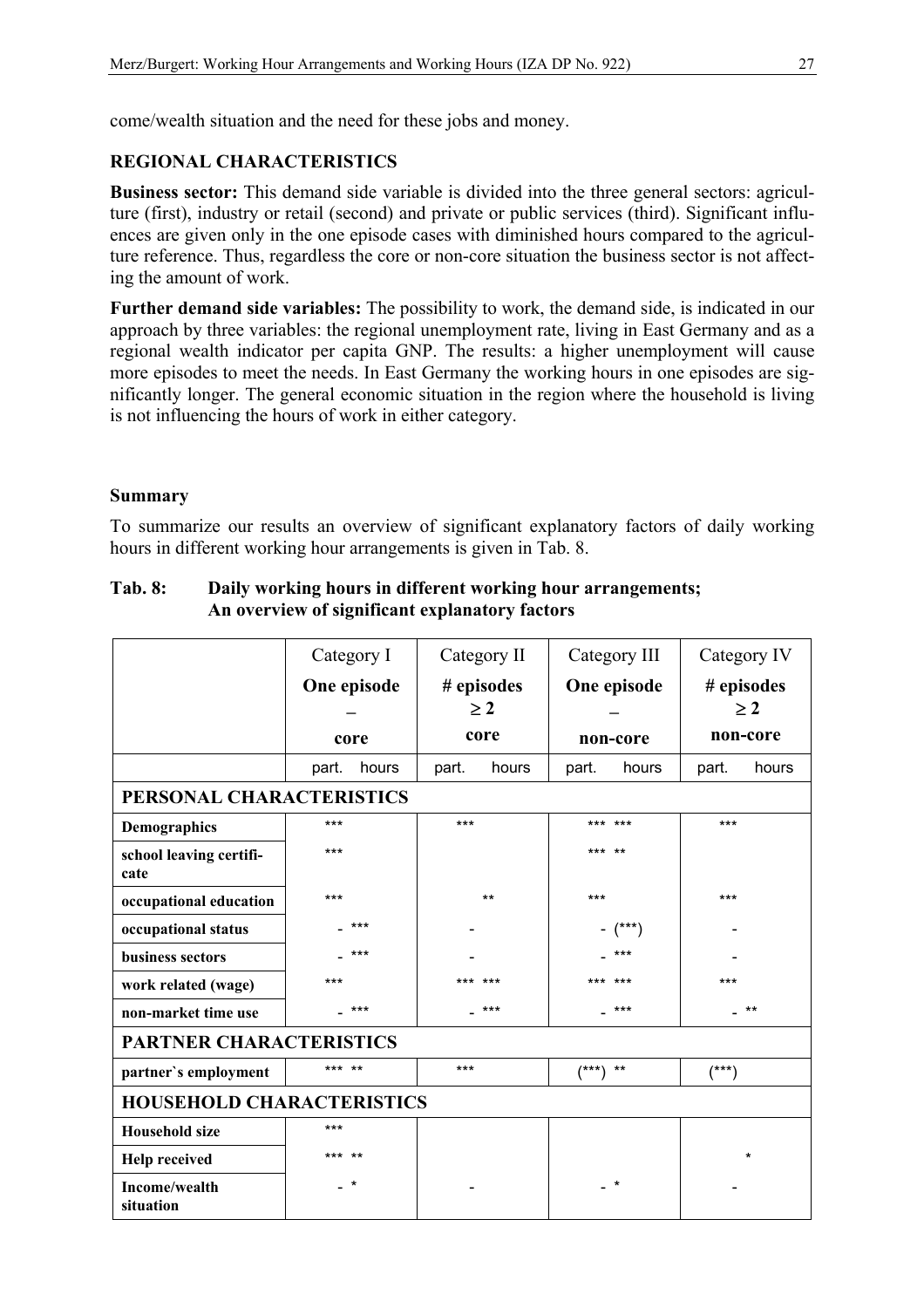come/wealth situation and the need for these jobs and money.

**REGIONAL CHARACTERISTICS**

**Business sector:** This demand side variable is divided into the three general sectors: agriculture (first), industry or retail (second) and private or public services (third). Significant influences are given only in the one episode cases with diminished hours compared to the agriculture reference. Thus, regardless the core or non-core situation the business sector is not affecting the amount of work.

**Further demand side variables:** The possibility to work, the demand side, is indicated in our approach by three variables: the regional unemployment rate, living in East Germany and as a regional wealth indicator per capita GNP. The results: a higher unemployment will cause more episodes to meet the needs. In East Germany the working hours in one episodes are significantly longer. The general economic situation in the region where the household is living is not influencing the hours of work in either category.

### Summary

To summarize our results an overview of significant explanatory factors of daily working hours in different working hour arrangements is given in Tab. 8.

**Tab. 8: Daily working hours in different working hour arrangements; An overview of significant explanatory factors**

| | Category I | | Category II | | Category III | | Category IV | |
|---|---|---|---|---|---|---|---|---|
| | **One episode – core** | | **# episodes ≥ 2 core** | | **One episode – non-core** | | **# episodes ≥ 2 non-core** | |
| | part. | hours | part. | hours | part. | hours | part. | hours |
| **PERSONAL CHARACTERISTICS** | | | | | | | | |
| **Demographics** | *** | | *** | | *** | *** | *** | |
| **school leaving certificate** | *** | | | | *** | ** | | |
| **occupational education** | *** | | | ** | *** | | *** | |
| **occupational status** | - | *** | - | | - | (***) | - | |
| **business sectors** | - | *** | - | | - | *** | - | |
| **work related (wage)** | *** | | *** | *** | *** | *** | *** | |
| **non-market time use** | - | *** | - | *** | - | *** | - | ** |
| **PARTNER CHARACTERISTICS** | | | | | | | | |
| **partner`s employment** | *** | ** | *** | | (***) | ** | (***) | |
| **HOUSEHOLD CHARACTERISTICS** | | | | | | | | |
| **Household size** | *** | | | | | | | |
| **Help received** | *** | ** | | | | | | * |
| **Income/wealth situation** | - | * | - | | - | * | - | |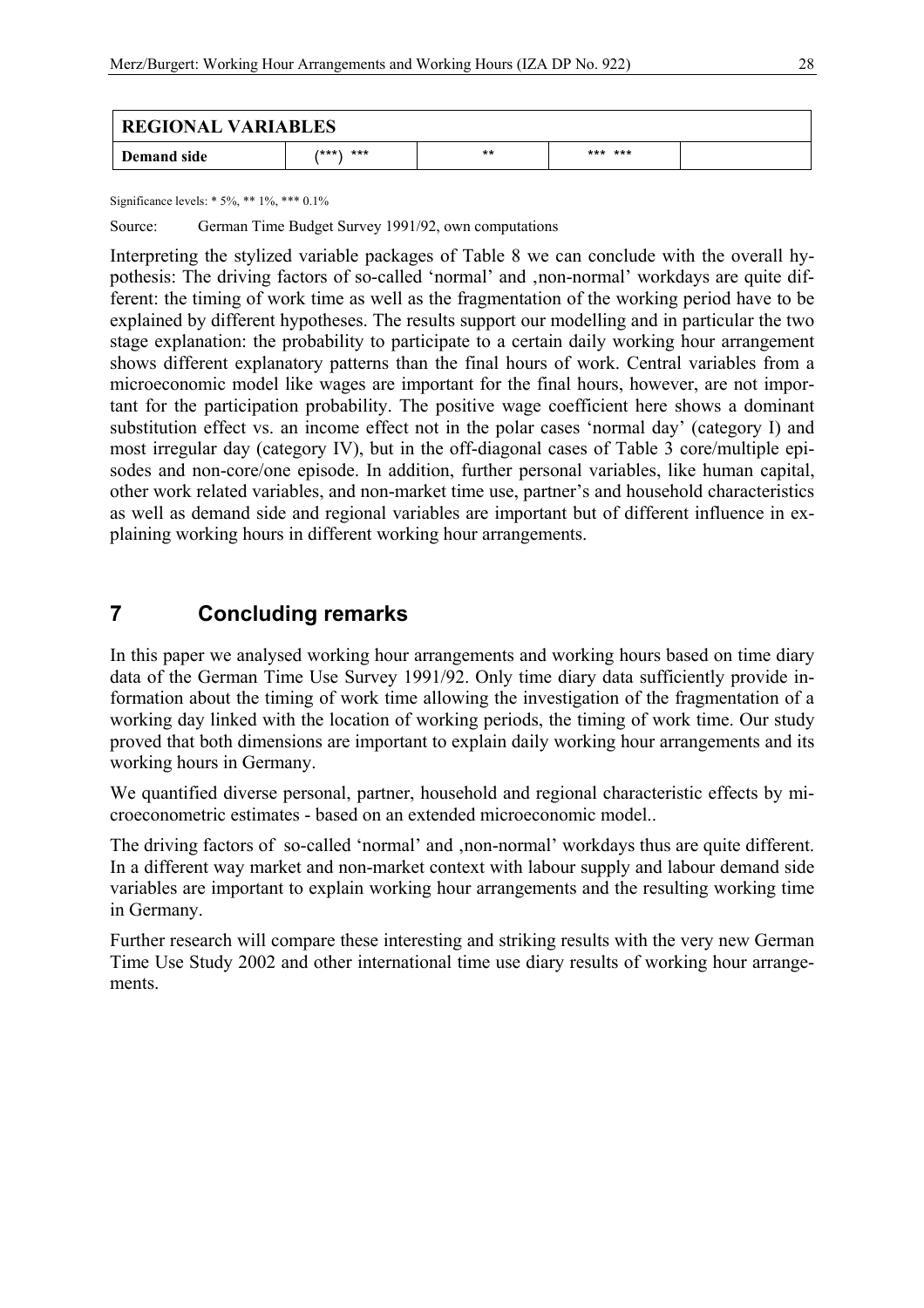| REGIONAL VARIABLES | | | | |
|---|---|---|---|---|
| **Demand side** | (***) *** | ** | *** *** | |

Significance levels: * 5%, ** 1%, *** 0.1%

Source: German Time Budget Survey 1991/92, own computations

Interpreting the stylized variable packages of Table 8 we can conclude with the overall hypothesis: The driving factors of so-called 'normal' and ‚non-normal' workdays are quite different: the timing of work time as well as the fragmentation of the working period have to be explained by different hypotheses. The results support our modelling and in particular the two stage explanation: the probability to participate to a certain daily working hour arrangement shows different explanatory patterns than the final hours of work. Central variables from a microeconomic model like wages are important for the final hours, however, are not important for the participation probability. The positive wage coefficient here shows a dominant substitution effect vs. an income effect not in the polar cases 'normal day' (category I) and most irregular day (category IV), but in the off-diagonal cases of Table 3 core/multiple episodes and non-core/one episode. In addition, further personal variables, like human capital, other work related variables, and non-market time use, partner's and household characteristics as well as demand side and regional variables are important but of different influence in explaining working hours in different working hour arrangements.

# 7 Concluding remarks

In this paper we analysed working hour arrangements and working hours based on time diary data of the German Time Use Survey 1991/92. Only time diary data sufficiently provide information about the timing of work time allowing the investigation of the fragmentation of a working day linked with the location of working periods, the timing of work time. Our study proved that both dimensions are important to explain daily working hour arrangements and its working hours in Germany.

We quantified diverse personal, partner, household and regional characteristic effects by microeconometric estimates - based on an extended microeconomic model..

The driving factors of so-called 'normal' and ‚non-normal' workdays thus are quite different. In a different way market and non-market context with labour supply and labour demand side variables are important to explain working hour arrangements and the resulting working time in Germany.

Further research will compare these interesting and striking results with the very new German Time Use Study 2002 and other international time use diary results of working hour arrangements.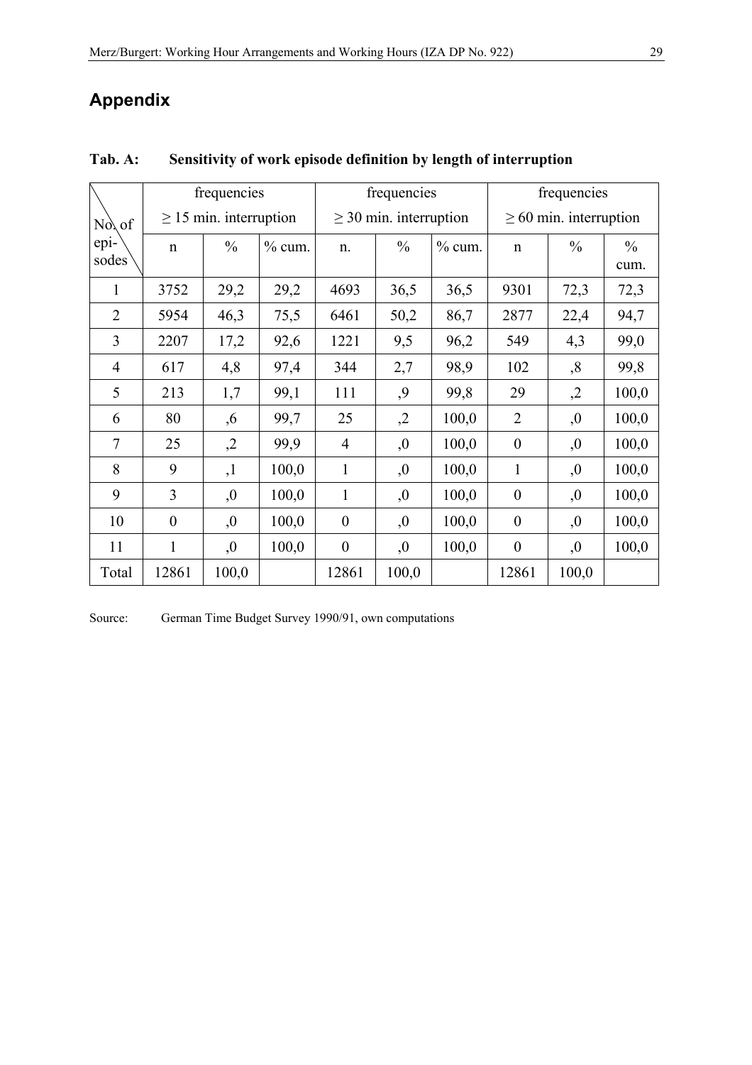# Appendix

**Tab. A: Sensitivity of work episode definition by length of interruption**

| No. of episodes | frequencies ≥ 15 min. interruption | | | frequencies ≥ 30 min. interruption | | | frequencies ≥ 60 min. interruption | | |
|---|---|---|---|---|---|---|---|---|---|
| | n | % | % cum. | n. | % | % cum. | n | % | % cum. |
| 1 | 3752 | 29,2 | 29,2 | 4693 | 36,5 | 36,5 | 9301 | 72,3 | 72,3 |
| 2 | 5954 | 46,3 | 75,5 | 6461 | 50,2 | 86,7 | 2877 | 22,4 | 94,7 |
| 3 | 2207 | 17,2 | 92,6 | 1221 | 9,5 | 96,2 | 549 | 4,3 | 99,0 |
| 4 | 617 | 4,8 | 97,4 | 344 | 2,7 | 98,9 | 102 | ,8 | 99,8 |
| 5 | 213 | 1,7 | 99,1 | 111 | ,9 | 99,8 | 29 | ,2 | 100,0 |
| 6 | 80 | ,6 | 99,7 | 25 | ,2 | 100,0 | 2 | ,0 | 100,0 |
| 7 | 25 | ,2 | 99,9 | 4 | ,0 | 100,0 | 0 | ,0 | 100,0 |
| 8 | 9 | ,1 | 100,0 | 1 | ,0 | 100,0 | 1 | ,0 | 100,0 |
| 9 | 3 | ,0 | 100,0 | 1 | ,0 | 100,0 | 0 | ,0 | 100,0 |
| 10 | 0 | ,0 | 100,0 | 0 | ,0 | 100,0 | 0 | ,0 | 100,0 |
| 11 | 1 | ,0 | 100,0 | 0 | ,0 | 100,0 | 0 | ,0 | 100,0 |
| Total | 12861 | 100,0 | | 12861 | 100,0 | | 12861 | 100,0 | |

Source: German Time Budget Survey 1990/91, own computations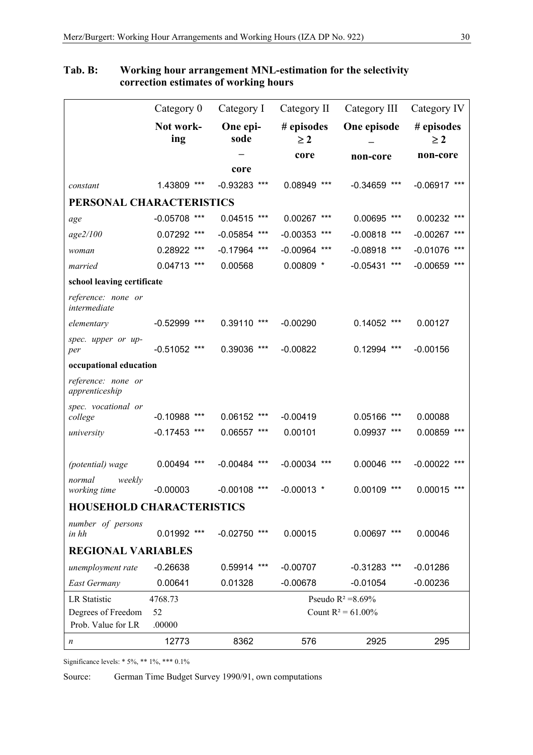## Tab. B: Working hour arrangement MNL-estimation for the selectivity correction estimates of working hours

| | Category 0 | Category I | Category II | Category III | Category IV |
|---|---|---|---|---|---|
| | **Not working** | **One episode – core** | **# episodes ≥ 2 core** | **One episode – non-core** | **# episodes ≥ 2 non-core** |
| *constant* | 1.43809 *** | -0.93283 *** | 0.08949 *** | -0.34659 *** | -0.06917 *** |
| **PERSONAL CHARACTERISTICS** | | | | | |
| *age* | -0.05708 *** | 0.04515 *** | 0.00267 *** | 0.00695 *** | 0.00232 *** |
| *age2/100* | 0.07292 *** | -0.05854 *** | -0.00353 *** | -0.00818 *** | -0.00267 *** |
| *woman* | 0.28922 *** | -0.17964 *** | -0.00964 *** | -0.08918 *** | -0.01076 *** |
| *married* | 0.04713 *** | 0.00568 | 0.00809 * | -0.05431 *** | -0.00659 *** |
| **school leaving certificate** | | | | | |
| *reference: none or intermediate* | | | | | |
| *elementary* | -0.52999 *** | 0.39110 *** | -0.00290 | 0.14052 *** | 0.00127 |
| *spec. upper or upper* | -0.51052 *** | 0.39036 *** | -0.00822 | 0.12994 *** | -0.00156 |
| **occupational education** | | | | | |
| *reference: none or apprenticeship* | | | | | |
| *spec. vocational or college* | -0.10988 *** | 0.06152 *** | -0.00419 | 0.05166 *** | 0.00088 |
| *university* | -0.17453 *** | 0.06557 *** | 0.00101 | 0.09937 *** | 0.00859 *** |
| *(potential) wage* | 0.00494 *** | -0.00484 *** | -0.00034 *** | 0.00046 *** | -0.00022 *** |
| *normal weekly working time* | -0.00003 | -0.00108 *** | -0.00013 * | 0.00109 *** | 0.00015 *** |
| **HOUSEHOLD CHARACTERISTICS** | | | | | |
| *number of persons in hh* | 0.01992 *** | -0.02750 *** | 0.00015 | 0.00697 *** | 0.00046 |
| **REGIONAL VARIABLES** | | | | | |
| *unemployment rate* | -0.26638 | 0.59914 *** | -0.00707 | -0.31283 *** | -0.01286 |
| *East Germany* | 0.00641 | 0.01328 | -0.00678 | -0.01054 | -0.00236 |
| LR Statistic | 4768.73 | | | Pseudo $R^2$ =8.69% | |
| Degrees of Freedom | 52 | | | Count $R^2$ = 61.00% | |
| Prob. Value for LR | .00000 | | | | |
| *n* | 12773 | 8362 | 576 | 2925 | 295 |

Significance levels: * 5%, ** 1%, *** 0.1%

Source: German Time Budget Survey 1990/91, own computations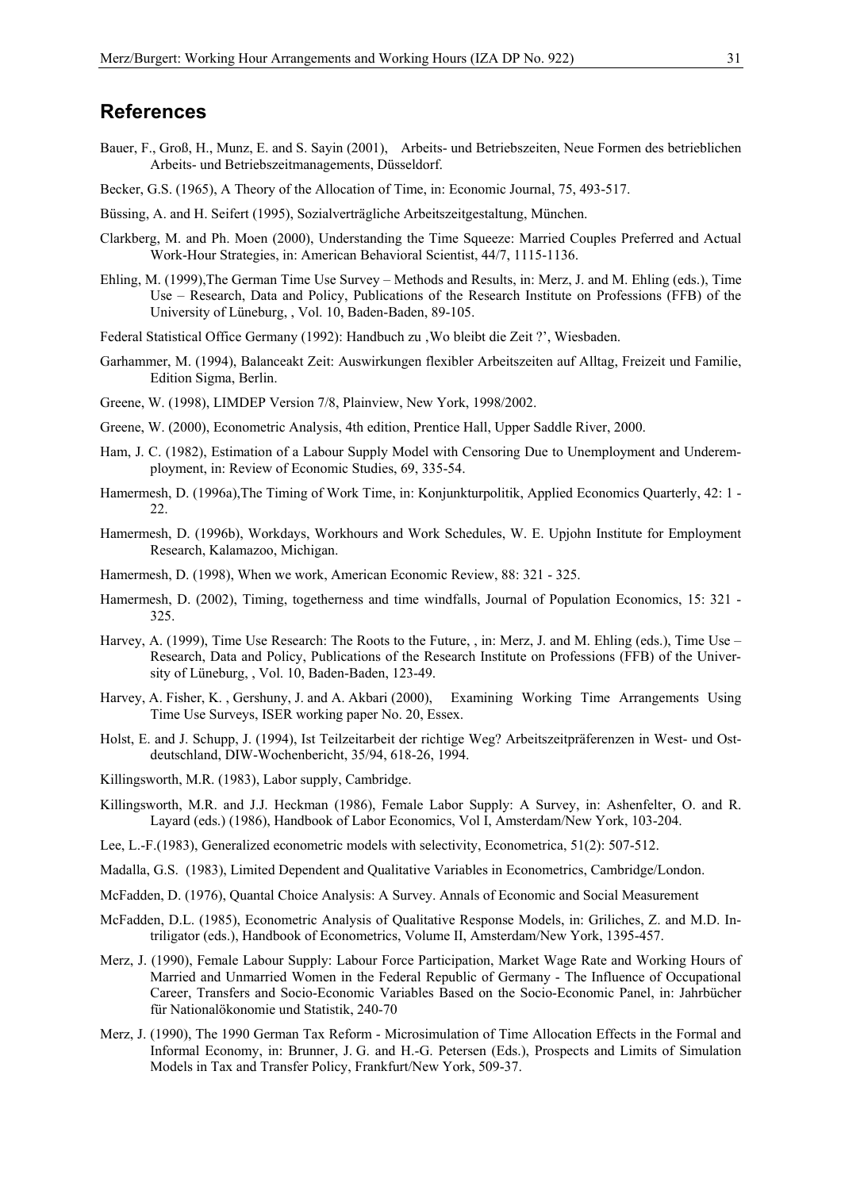## References

Bauer, F., Groß, H., Munz, E. and S. Sayin (2001), Arbeits- und Betriebszeiten, Neue Formen des betrieblichen Arbeits- und Betriebszeitmanagements, Düsseldorf.

Becker, G.S. (1965), A Theory of the Allocation of Time, in: Economic Journal, 75, 493-517.

Büssing, A. and H. Seifert (1995), Sozialverträgliche Arbeitszeitgestaltung, München.

Clarkberg, M. and Ph. Moen (2000), Understanding the Time Squeeze: Married Couples Preferred and Actual Work-Hour Strategies, in: American Behavioral Scientist, 44/7, 1115-1136.

Ehling, M. (1999),The German Time Use Survey – Methods and Results, in: Merz, J. and M. Ehling (eds.), Time Use – Research, Data and Policy, Publications of the Research Institute on Professions (FFB) of the University of Lüneburg, , Vol. 10, Baden-Baden, 89-105.

Federal Statistical Office Germany (1992): Handbuch zu ,Wo bleibt die Zeit ?', Wiesbaden.

Garhammer, M. (1994), Balanceakt Zeit: Auswirkungen flexibler Arbeitszeiten auf Alltag, Freizeit und Familie, Edition Sigma, Berlin.

Greene, W. (1998), LIMDEP Version 7/8, Plainview, New York, 1998/2002.

Greene, W. (2000), Econometric Analysis, 4th edition, Prentice Hall, Upper Saddle River, 2000.

Ham, J. C. (1982), Estimation of a Labour Supply Model with Censoring Due to Unemployment and Underemployment, in: Review of Economic Studies, 69, 335-54.

Hamermesh, D. (1996a),The Timing of Work Time, in: Konjunkturpolitik, Applied Economics Quarterly, 42: 1 - 22.

Hamermesh, D. (1996b), Workdays, Workhours and Work Schedules, W. E. Upjohn Institute for Employment Research, Kalamazoo, Michigan.

Hamermesh, D. (1998), When we work, American Economic Review, 88: 321 - 325.

Hamermesh, D. (2002), Timing, togetherness and time windfalls, Journal of Population Economics, 15: 321 - 325.

Harvey, A. (1999), Time Use Research: The Roots to the Future, , in: Merz, J. and M. Ehling (eds.), Time Use – Research, Data and Policy, Publications of the Research Institute on Professions (FFB) of the University of Lüneburg, , Vol. 10, Baden-Baden, 123-49.

Harvey, A. Fisher, K. , Gershuny, J. and A. Akbari (2000), Examining Working Time Arrangements Using Time Use Surveys, ISER working paper No. 20, Essex.

Holst, E. and J. Schupp, J. (1994), Ist Teilzeitarbeit der richtige Weg? Arbeitszeitpräferenzen in West- und Ostdeutschland, DIW-Wochenbericht, 35/94, 618-26, 1994.

Killingsworth, M.R. (1983), Labor supply, Cambridge.

Killingsworth, M.R. and J.J. Heckman (1986), Female Labor Supply: A Survey, in: Ashenfelter, O. and R. Layard (eds.) (1986), Handbook of Labor Economics, Vol I, Amsterdam/New York, 103-204.

Lee, L.-F.(1983), Generalized econometric models with selectivity, Econometrica, 51(2): 507-512.

Madalla, G.S. (1983), Limited Dependent and Qualitative Variables in Econometrics, Cambridge/London.

McFadden, D. (1976), Quantal Choice Analysis: A Survey. Annals of Economic and Social Measurement

McFadden, D.L. (1985), Econometric Analysis of Qualitative Response Models, in: Griliches, Z. and M.D. Intriligator (eds.), Handbook of Econometrics, Volume II, Amsterdam/New York, 1395-457.

Merz, J. (1990), Female Labour Supply: Labour Force Participation, Market Wage Rate and Working Hours of Married and Unmarried Women in the Federal Republic of Germany - The Influence of Occupational Career, Transfers and Socio-Economic Variables Based on the Socio-Economic Panel, in: Jahrbücher für Nationalökonomie und Statistik, 240-70

Merz, J. (1990), The 1990 German Tax Reform - Microsimulation of Time Allocation Effects in the Formal and Informal Economy, in: Brunner, J. G. and H.-G. Petersen (Eds.), Prospects and Limits of Simulation Models in Tax and Transfer Policy, Frankfurt/New York, 509-37.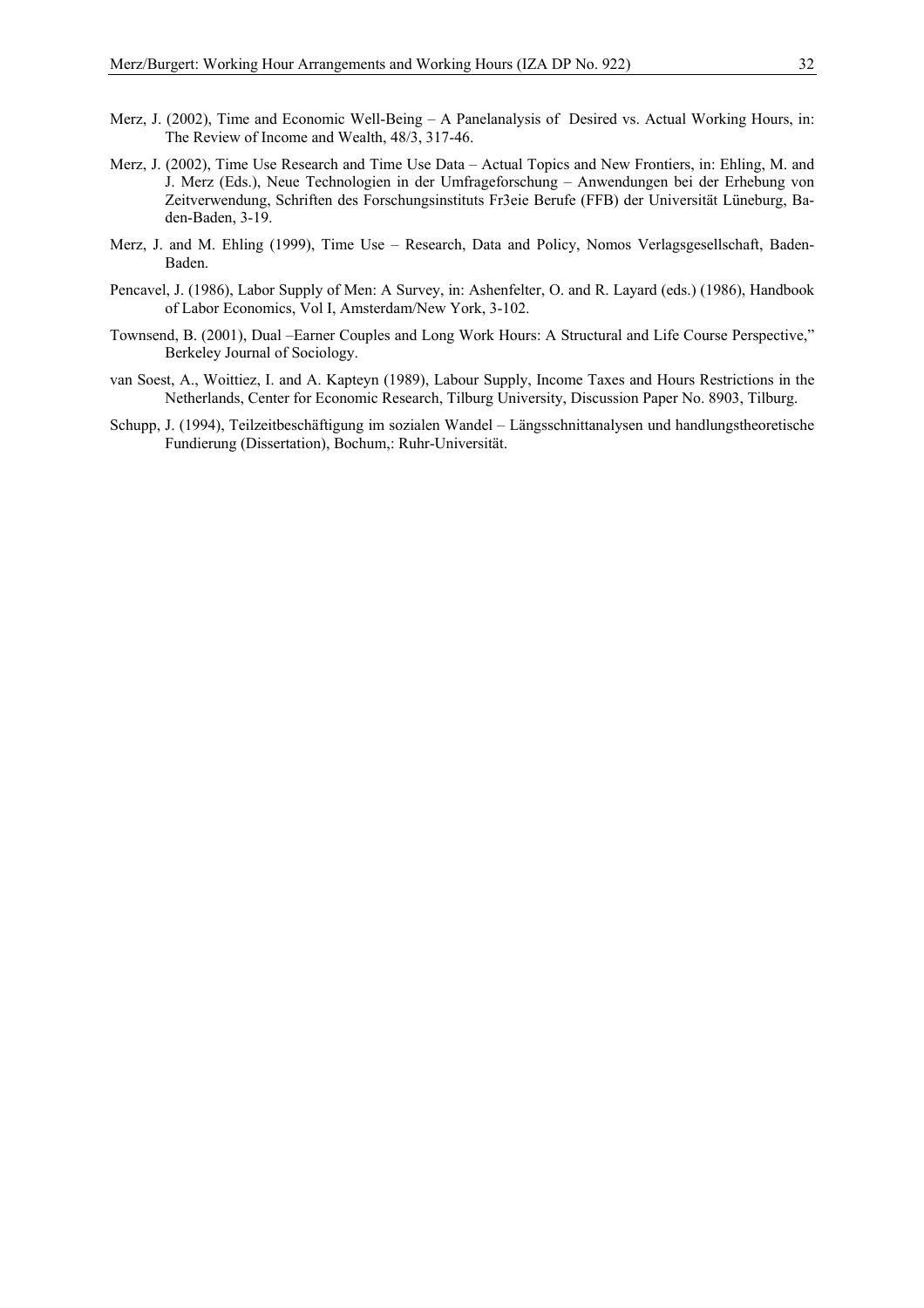Merz, J. (2002), Time and Economic Well-Being – A Panelanalysis of Desired vs. Actual Working Hours, in: The Review of Income and Wealth, 48/3, 317-46.

Merz, J. (2002), Time Use Research and Time Use Data – Actual Topics and New Frontiers, in: Ehling, M. and J. Merz (Eds.), Neue Technologien in der Umfrageforschung – Anwendungen bei der Erhebung von Zeitverwendung, Schriften des Forschungsinstituts Fr3eie Berufe (FFB) der Universität Lüneburg, Baden-Baden, 3-19.

Merz, J. and M. Ehling (1999), Time Use – Research, Data and Policy, Nomos Verlagsgesellschaft, Baden-Baden.

Pencavel, J. (1986), Labor Supply of Men: A Survey, in: Ashenfelter, O. and R. Layard (eds.) (1986), Handbook of Labor Economics, Vol I, Amsterdam/New York, 3-102.

Townsend, B. (2001), Dual –Earner Couples and Long Work Hours: A Structural and Life Course Perspective," Berkeley Journal of Sociology.

van Soest, A., Woittiez, I. and A. Kapteyn (1989), Labour Supply, Income Taxes and Hours Restrictions in the Netherlands, Center for Economic Research, Tilburg University, Discussion Paper No. 8903, Tilburg.

Schupp, J. (1994), Teilzeitbeschäftigung im sozialen Wandel – Längsschnittanalysen und handlungstheoretische Fundierung (Dissertation), Bochum,: Ruhr-Universität.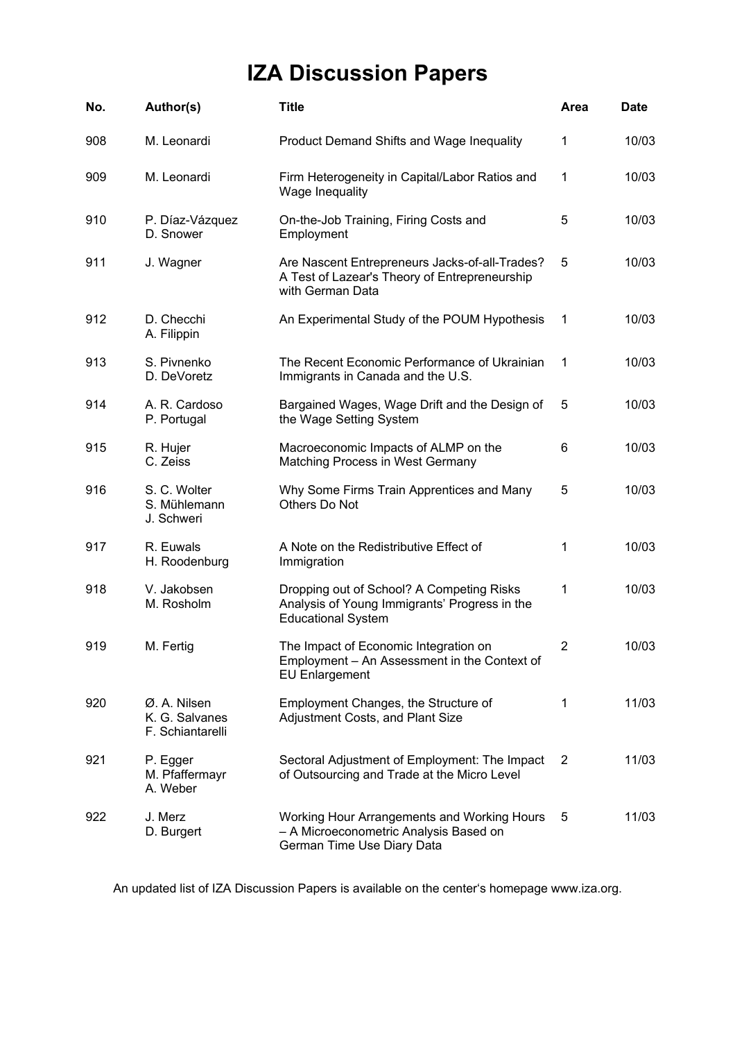# IZA Discussion Papers

| No. | Author(s) | Title | Area | Date |
|---|---|---|---|---|
| 908 | M. Leonardi | Product Demand Shifts and Wage Inequality | 1 | 10/03 |
| 909 | M. Leonardi | Firm Heterogeneity in Capital/Labor Ratios and Wage Inequality | 1 | 10/03 |
| 910 | P. Díaz-Vázquez<br>D. Snower | On-the-Job Training, Firing Costs and Employment | 5 | 10/03 |
| 911 | J. Wagner | Are Nascent Entrepreneurs Jacks-of-all-Trades? A Test of Lazear's Theory of Entrepreneurship with German Data | 5 | 10/03 |
| 912 | D. Checchi<br>A. Filippin | An Experimental Study of the POUM Hypothesis | 1 | 10/03 |
| 913 | S. Pivnenko<br>D. DeVoretz | The Recent Economic Performance of Ukrainian Immigrants in Canada and the U.S. | 1 | 10/03 |
| 914 | A. R. Cardoso<br>P. Portugal | Bargained Wages, Wage Drift and the Design of the Wage Setting System | 5 | 10/03 |
| 915 | R. Hujer<br>C. Zeiss | Macroeconomic Impacts of ALMP on the Matching Process in West Germany | 6 | 10/03 |
| 916 | S. C. Wolter<br>S. Mühlemann<br>J. Schweri | Why Some Firms Train Apprentices and Many Others Do Not | 5 | 10/03 |
| 917 | R. Euwals<br>H. Roodenburg | A Note on the Redistributive Effect of Immigration | 1 | 10/03 |
| 918 | V. Jakobsen<br>M. Rosholm | Dropping out of School? A Competing Risks Analysis of Young Immigrants' Progress in the Educational System | 1 | 10/03 |
| 919 | M. Fertig | The Impact of Economic Integration on Employment – An Assessment in the Context of EU Enlargement | 2 | 10/03 |
| 920 | Ø. A. Nilsen<br>K. G. Salvanes<br>F. Schiantarelli | Employment Changes, the Structure of Adjustment Costs, and Plant Size | 1 | 11/03 |
| 921 | P. Egger<br>M. Pfaffermayr<br>A. Weber | Sectoral Adjustment of Employment: The Impact of Outsourcing and Trade at the Micro Level | 2 | 11/03 |
| 922 | J. Merz<br>D. Burgert | Working Hour Arrangements and Working Hours – A Microeconometric Analysis Based on German Time Use Diary Data | 5 | 11/03 |

An updated list of IZA Discussion Papers is available on the center's homepage www.iza.org.